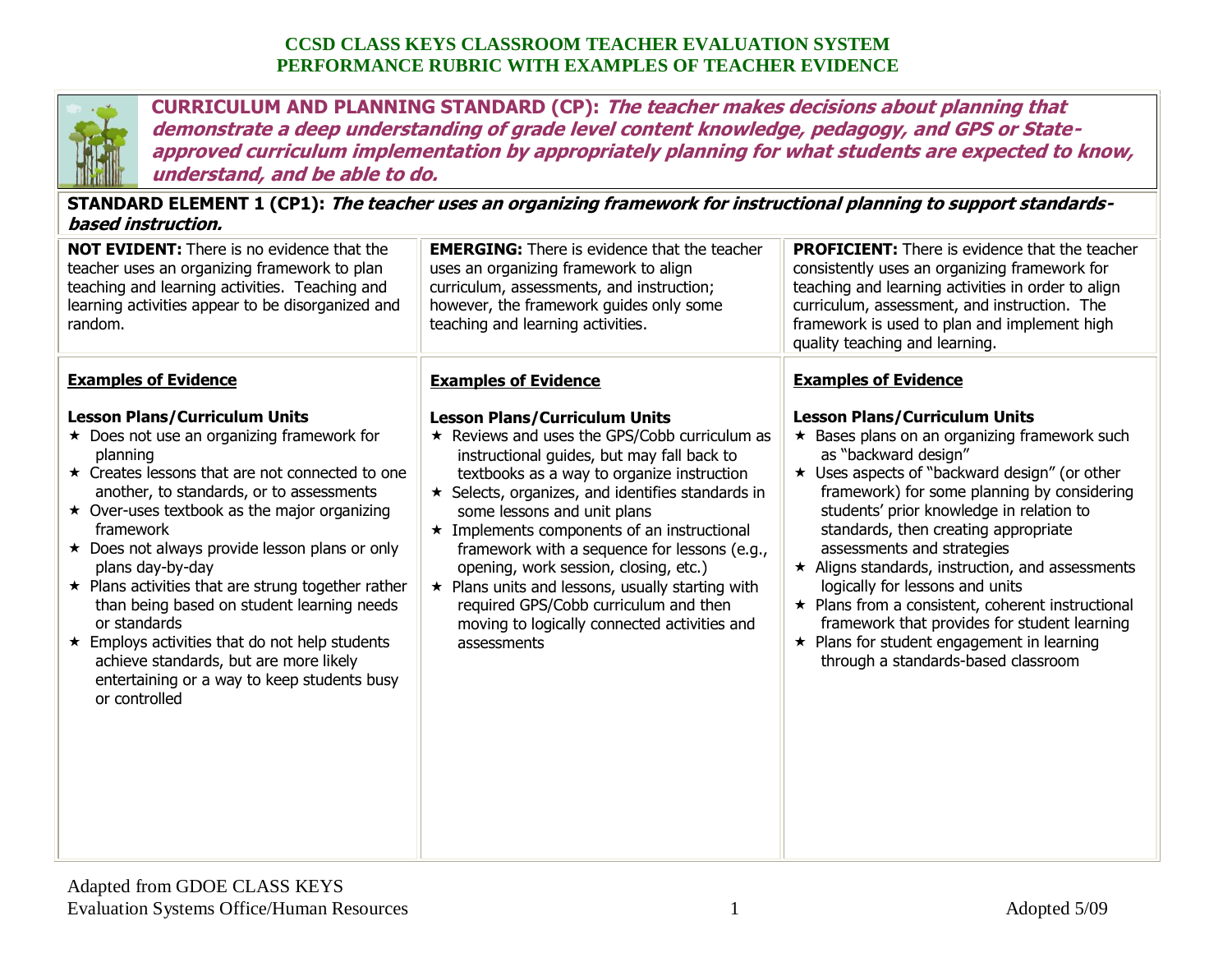# CCSD CLASS KEYS CLASSROOM TEACHER EVALUATION SYSTEM
# PERFORMANCE RUBRIC WITH EXAMPLES OF TEACHER EVIDENCE

## CURRICULUM AND PLANNING STANDARD (CP): *The teacher makes decisions about planning that demonstrate a deep understanding of grade level content knowledge, pedagogy, and GPS or State-approved curriculum implementation by appropriately planning for what students are expected to know, understand, and be able to do.*

### STANDARD ELEMENT 1 (CP1): *The teacher uses an organizing framework for instructional planning to support standards-based instruction.*

| **NOT EVIDENT:** There is no evidence that the teacher uses an organizing framework to plan teaching and learning activities. Teaching and learning activities appear to be disorganized and random. | **EMERGING:** There is evidence that the teacher uses an organizing framework to align curriculum, assessments, and instruction; however, the framework guides only some teaching and learning activities. | **PROFICIENT:** There is evidence that the teacher consistently uses an organizing framework for teaching and learning activities in order to align curriculum, assessment, and instruction. The framework is used to plan and implement high quality teaching and learning. |
|---|---|---|
| **Examples of Evidence**<br><br>**Lesson Plans/Curriculum Units**<br>★ Does not use an organizing framework for planning<br>★ Creates lessons that are not connected to one another, to standards, or to assessments<br>★ Over-uses textbook as the major organizing framework<br>★ Does not always provide lesson plans or only plans day-by-day<br>★ Plans activities that are strung together rather than being based on student learning needs or standards<br>★ Employs activities that do not help students achieve standards, but are more likely entertaining or a way to keep students busy or controlled | **Examples of Evidence**<br><br>**Lesson Plans/Curriculum Units**<br>★ Reviews and uses the GPS/Cobb curriculum as instructional guides, but may fall back to textbooks as a way to organize instruction<br>★ Selects, organizes, and identifies standards in some lessons and unit plans<br>★ Implements components of an instructional framework with a sequence for lessons (e.g., opening, work session, closing, etc.)<br>★ Plans units and lessons, usually starting with required GPS/Cobb curriculum and then moving to logically connected activities and assessments | **Examples of Evidence**<br><br>**Lesson Plans/Curriculum Units**<br>★ Bases plans on an organizing framework such as "backward design"<br>★ Uses aspects of "backward design" (or other framework) for some planning by considering students' prior knowledge in relation to standards, then creating appropriate assessments and strategies<br>★ Aligns standards, instruction, and assessments logically for lessons and units<br>★ Plans from a consistent, coherent instructional framework that provides for student learning<br>★ Plans for student engagement in learning through a standards-based classroom |

Adapted from GDOE CLASS KEYS
Evaluation Systems Office/Human Resources

Adopted 5/09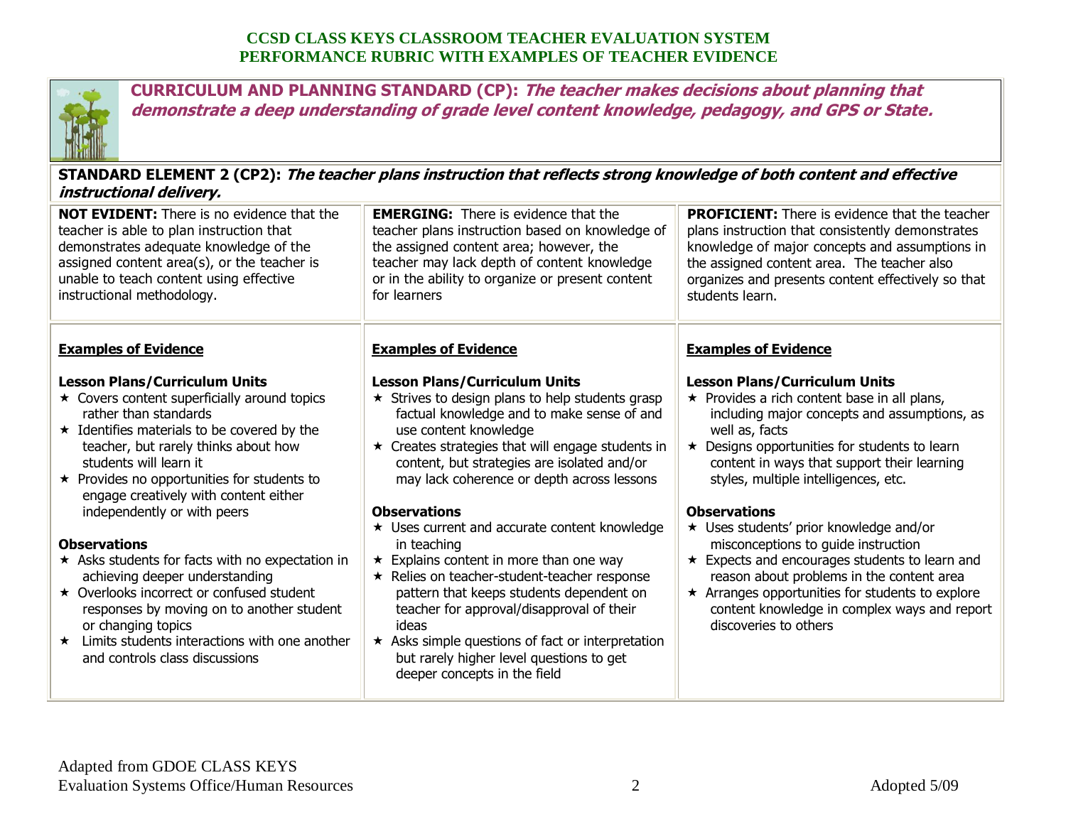**CCSD CLASS KEYS CLASSROOM TEACHER EVALUATION SYSTEM**
**PERFORMANCE RUBRIC WITH EXAMPLES OF TEACHER EVIDENCE**

## CURRICULUM AND PLANNING STANDARD (CP): *The teacher makes decisions about planning that demonstrate a deep understanding of grade level content knowledge, pedagogy, and GPS or State.*

### STANDARD ELEMENT 2 (CP2): *The teacher plans instruction that reflects strong knowledge of both content and effective instructional delivery.*

| NOT EVIDENT | EMERGING | PROFICIENT |
|---|---|---|
| **NOT EVIDENT:** There is no evidence that the teacher is able to plan instruction that demonstrates adequate knowledge of the assigned content area(s), or the teacher is unable to teach content using effective instructional methodology. | **EMERGING:** There is evidence that the teacher plans instruction based on knowledge of the assigned content area; however, the teacher may lack depth of content knowledge or in the ability to organize or present content for learners | **PROFICIENT:** There is evidence that the teacher plans instruction that consistently demonstrates knowledge of major concepts and assumptions in the assigned content area. The teacher also organizes and presents content effectively so that students learn. |
| **Examples of Evidence**<br><br>**Lesson Plans/Curriculum Units**<br>★ Covers content superficially around topics rather than standards<br>★ Identifies materials to be covered by the teacher, but rarely thinks about how students will learn it<br>★ Provides no opportunities for students to engage creatively with content either independently or with peers<br><br>**Observations**<br>★ Asks students for facts with no expectation in achieving deeper understanding<br>★ Overlooks incorrect or confused student responses by moving on to another student or changing topics<br>★ Limits students interactions with one another and controls class discussions | **Examples of Evidence**<br><br>**Lesson Plans/Curriculum Units**<br>★ Strives to design plans to help students grasp factual knowledge and to make sense of and use content knowledge<br>★ Creates strategies that will engage students in content, but strategies are isolated and/or may lack coherence or depth across lessons<br><br>**Observations**<br>★ Uses current and accurate content knowledge in teaching<br>★ Explains content in more than one way<br>★ Relies on teacher-student-teacher response pattern that keeps students dependent on teacher for approval/disapproval of their ideas<br>★ Asks simple questions of fact or interpretation but rarely higher level questions to get deeper concepts in the field | **Examples of Evidence**<br><br>**Lesson Plans/Curriculum Units**<br>★ Provides a rich content base in all plans, including major concepts and assumptions, as well as, facts<br>★ Designs opportunities for students to learn content in ways that support their learning styles, multiple intelligences, etc.<br><br>**Observations**<br>★ Uses students' prior knowledge and/or misconceptions to guide instruction<br>★ Expects and encourages students to learn and reason about problems in the content area<br>★ Arranges opportunities for students to explore content knowledge in complex ways and report discoveries to others |

Adapted from GDOE CLASS KEYS
Evaluation Systems Office/Human Resources

Adopted 5/09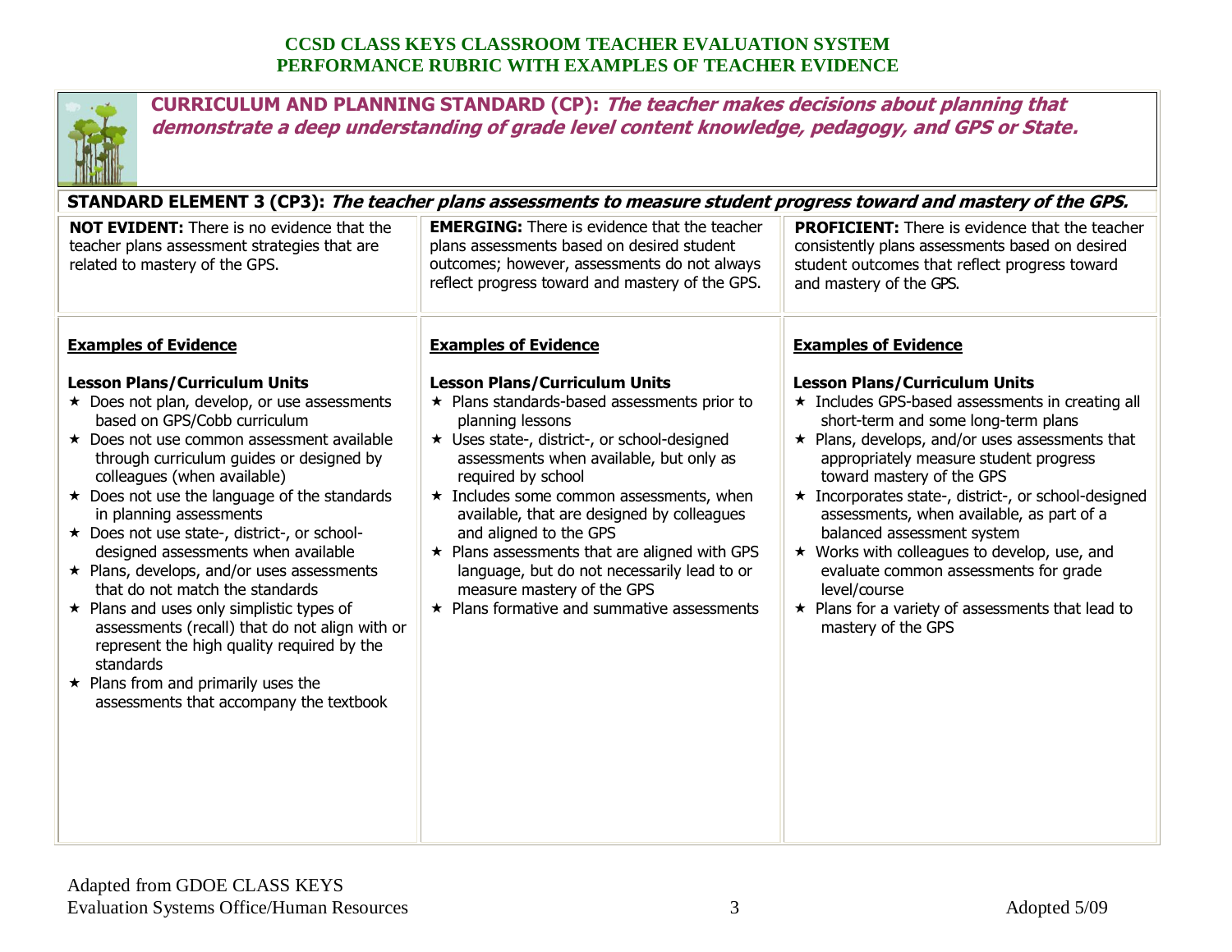**CCSD CLASS KEYS CLASSROOM TEACHER EVALUATION SYSTEM**
**PERFORMANCE RUBRIC WITH EXAMPLES OF TEACHER EVIDENCE**

## CURRICULUM AND PLANNING STANDARD (CP): *The teacher makes decisions about planning that demonstrate a deep understanding of grade level content knowledge, pedagogy, and GPS or State.*

### STANDARD ELEMENT 3 (CP3): *The teacher plans assessments to measure student progress toward and mastery of the GPS.*

| **NOT EVIDENT:** There is no evidence that the teacher plans assessment strategies that are related to mastery of the GPS. | **EMERGING:** There is evidence that the teacher plans assessments based on desired student outcomes; however, assessments do not always reflect progress toward and mastery of the GPS. | **PROFICIENT:** There is evidence that the teacher consistently plans assessments based on desired student outcomes that reflect progress toward and mastery of the GPS. |
|---|---|---|
| **Examples of Evidence**<br><br>**Lesson Plans/Curriculum Units**<br>★ Does not plan, develop, or use assessments based on GPS/Cobb curriculum<br>★ Does not use common assessment available through curriculum guides or designed by colleagues (when available)<br>★ Does not use the language of the standards in planning assessments<br>★ Does not use state-, district-, or school-designed assessments when available<br>★ Plans, develops, and/or uses assessments that do not match the standards<br>★ Plans and uses only simplistic types of assessments (recall) that do not align with or represent the high quality required by the standards<br>★ Plans from and primarily uses the assessments that accompany the textbook | **Examples of Evidence**<br><br>**Lesson Plans/Curriculum Units**<br>★ Plans standards-based assessments prior to planning lessons<br>★ Uses state-, district-, or school-designed assessments when available, but only as required by school<br>★ Includes some common assessments, when available, that are designed by colleagues and aligned to the GPS<br>★ Plans assessments that are aligned with GPS language, but do not necessarily lead to or measure mastery of the GPS<br>★ Plans formative and summative assessments | **Examples of Evidence**<br><br>**Lesson Plans/Curriculum Units**<br>★ Includes GPS-based assessments in creating all short-term and some long-term plans<br>★ Plans, develops, and/or uses assessments that appropriately measure student progress toward mastery of the GPS<br>★ Incorporates state-, district-, or school-designed assessments, when available, as part of a balanced assessment system<br>★ Works with colleagues to develop, use, and evaluate common assessments for grade level/course<br>★ Plans for a variety of assessments that lead to mastery of the GPS |

Adapted from GDOE CLASS KEYS
Evaluation Systems Office/Human Resources

Adopted 5/09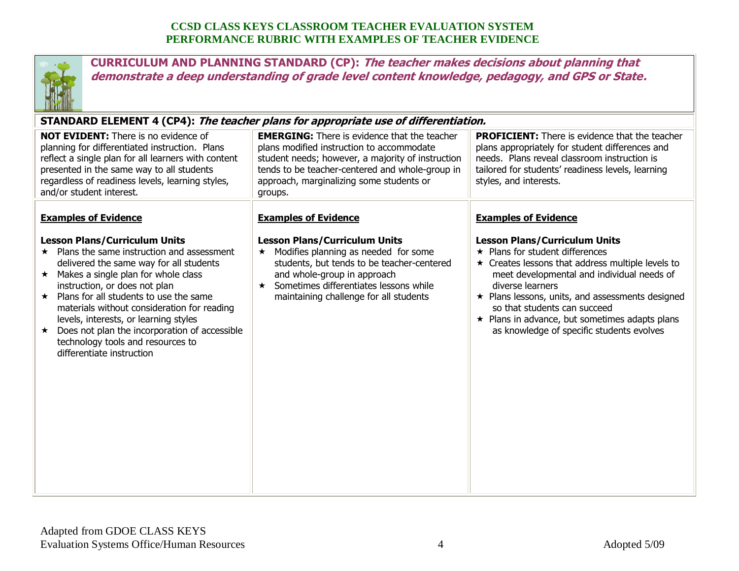**CCSD CLASS KEYS CLASSROOM TEACHER EVALUATION SYSTEM**
**PERFORMANCE RUBRIC WITH EXAMPLES OF TEACHER EVIDENCE**

## CURRICULUM AND PLANNING STANDARD (CP): *The teacher makes decisions about planning that demonstrate a deep understanding of grade level content knowledge, pedagogy, and GPS or State.*

### STANDARD ELEMENT 4 (CP4): *The teacher plans for appropriate use of differentiation.*

| NOT EVIDENT | EMERGING | PROFICIENT |
|---|---|---|
| **NOT EVIDENT:** There is no evidence of planning for differentiated instruction. Plans reflect a single plan for all learners with content presented in the same way to all students regardless of readiness levels, learning styles, and/or student interest. | **EMERGING:** There is evidence that the teacher plans modified instruction to accommodate student needs; however, a majority of instruction tends to be teacher-centered and whole-group in approach, marginalizing some students or groups. | **PROFICIENT:** There is evidence that the teacher plans appropriately for student differences and needs. Plans reveal classroom instruction is tailored for students' readiness levels, learning styles, and interests. |
| **Examples of Evidence**<br><br>**Lesson Plans/Curriculum Units**<br>★ Plans the same instruction and assessment delivered the same way for all students<br>★ Makes a single plan for whole class instruction, or does not plan<br>★ Plans for all students to use the same materials without consideration for reading levels, interests, or learning styles<br>★ Does not plan the incorporation of accessible technology tools and resources to differentiate instruction | **Examples of Evidence**<br><br>**Lesson Plans/Curriculum Units**<br>★ Modifies planning as needed for some students, but tends to be teacher-centered and whole-group in approach<br>★ Sometimes differentiates lessons while maintaining challenge for all students | **Examples of Evidence**<br><br>**Lesson Plans/Curriculum Units**<br>★ Plans for student differences<br>★ Creates lessons that address multiple levels to meet developmental and individual needs of diverse learners<br>★ Plans lessons, units, and assessments designed so that students can succeed<br>★ Plans in advance, but sometimes adapts plans as knowledge of specific students evolves |

Adapted from GDOE CLASS KEYS
Evaluation Systems Office/Human Resources
Adopted 5/09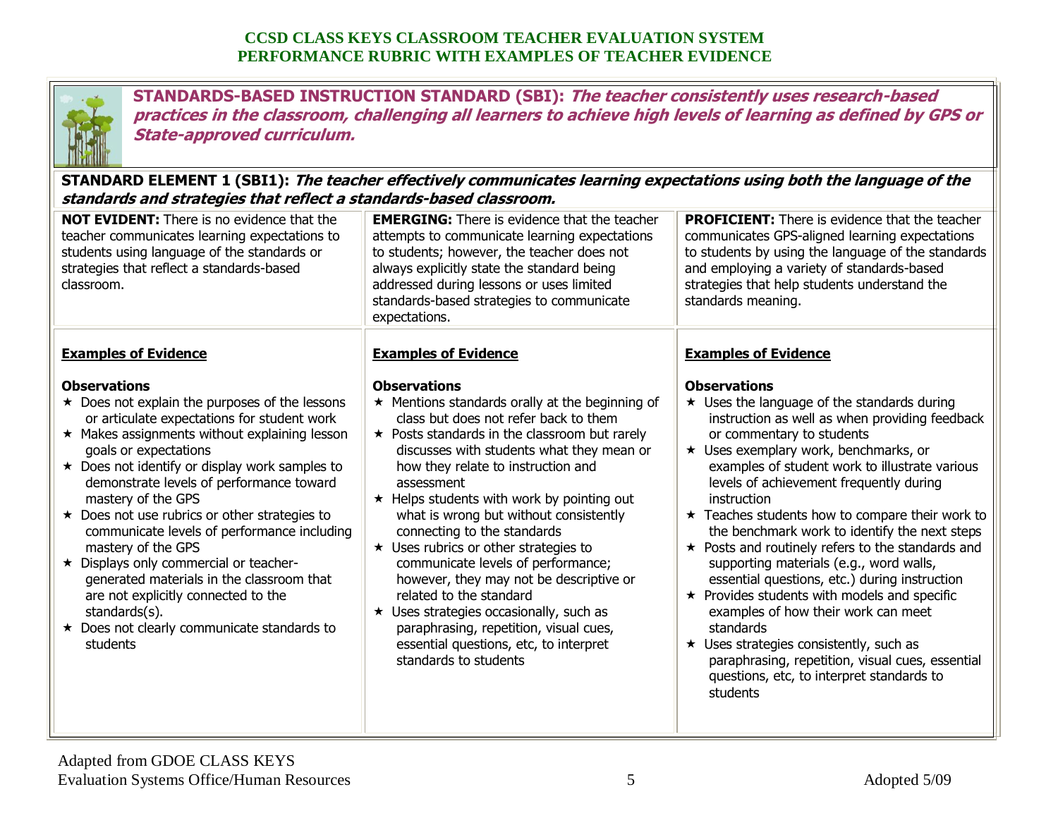**STANDARDS-BASED INSTRUCTION STANDARD (SBI):** ***The teacher consistently uses research-based practices in the classroom, challenging all learners to achieve high levels of learning as defined by GPS or State-approved curriculum.***

**STANDARD ELEMENT 1 (SBI1):** ***The teacher effectively communicates learning expectations using both the language of the standards and strategies that reflect a standards-based classroom.***

| **NOT EVIDENT:** There is no evidence that the teacher communicates learning expectations to students using language of the standards or strategies that reflect a standards-based classroom. | **EMERGING:** There is evidence that the teacher attempts to communicate learning expectations to students; however, the teacher does not always explicitly state the standard being addressed during lessons or uses limited standards-based strategies to communicate expectations. | **PROFICIENT:** There is evidence that the teacher communicates GPS-aligned learning expectations to students by using the language of the standards and employing a variety of standards-based strategies that help students understand the standards meaning. |
|---|---|---|
| **Examples of Evidence**<br><br>**Observations**<br>★ Does not explain the purposes of the lessons or articulate expectations for student work<br>★ Makes assignments without explaining lesson goals or expectations<br>★ Does not identify or display work samples to demonstrate levels of performance toward mastery of the GPS<br>★ Does not use rubrics or other strategies to communicate levels of performance including mastery of the GPS<br>★ Displays only commercial or teacher-generated materials in the classroom that are not explicitly connected to the standards(s).<br>★ Does not clearly communicate standards to students | **Examples of Evidence**<br><br>**Observations**<br>★ Mentions standards orally at the beginning of class but does not refer back to them<br>★ Posts standards in the classroom but rarely discusses with students what they mean or how they relate to instruction and assessment<br>★ Helps students with work by pointing out what is wrong but without consistently connecting to the standards<br>★ Uses rubrics or other strategies to communicate levels of performance; however, they may not be descriptive or related to the standard<br>★ Uses strategies occasionally, such as paraphrasing, repetition, visual cues, essential questions, etc, to interpret standards to students | **Examples of Evidence**<br><br>**Observations**<br>★ Uses the language of the standards during instruction as well as when providing feedback or commentary to students<br>★ Uses exemplary work, benchmarks, or examples of student work to illustrate various levels of achievement frequently during instruction<br>★ Teaches students how to compare their work to the benchmark work to identify the next steps<br>★ Posts and routinely refers to the standards and supporting materials (e.g., word walls, essential questions, etc.) during instruction<br>★ Provides students with models and specific examples of how their work can meet standards<br>★ Uses strategies consistently, such as paraphrasing, repetition, visual cues, essential questions, etc, to interpret standards to students |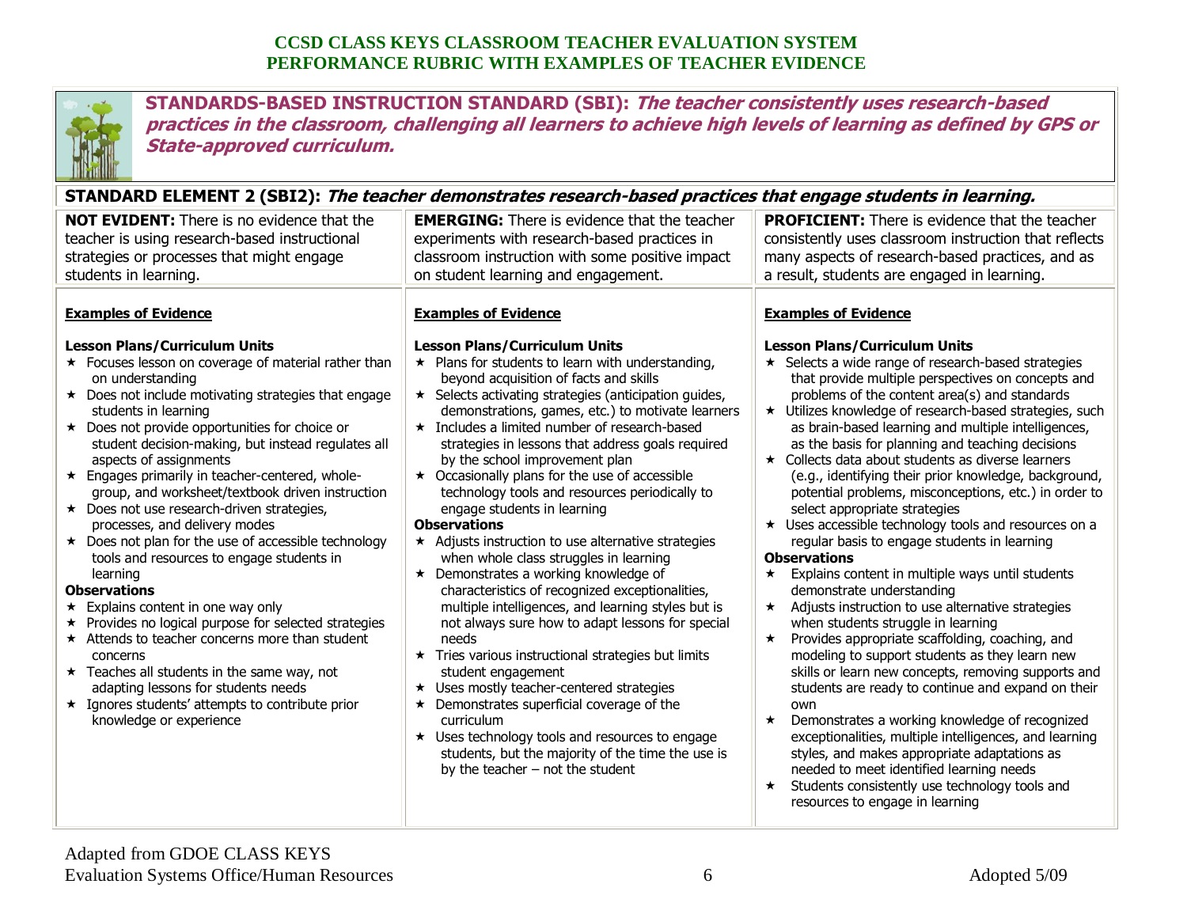**STANDARDS-BASED INSTRUCTION STANDARD (SBI):** ***The teacher consistently uses research-based practices in the classroom, challenging all learners to achieve high levels of learning as defined by GPS or State-approved curriculum.***

**STANDARD ELEMENT 2 (SBI2):** ***The teacher demonstrates research-based practices that engage students in learning.***

| **NOT EVIDENT:** There is no evidence that the teacher is using research-based instructional strategies or processes that might engage students in learning. | **EMERGING:** There is evidence that the teacher experiments with research-based practices in classroom instruction with some positive impact on student learning and engagement. | **PROFICIENT:** There is evidence that the teacher consistently uses classroom instruction that reflects many aspects of research-based practices, and as a result, students are engaged in learning. |
|---|---|---|
| **Examples of Evidence**<br><br>**Lesson Plans/Curriculum Units**<br>★ Focuses lesson on coverage of material rather than on understanding<br>★ Does not include motivating strategies that engage students in learning<br>★ Does not provide opportunities for choice or student decision-making, but instead regulates all aspects of assignments<br>★ Engages primarily in teacher-centered, whole-group, and worksheet/textbook driven instruction<br>★ Does not use research-driven strategies, processes, and delivery modes<br>★ Does not plan for the use of accessible technology tools and resources to engage students in learning<br>**Observations**<br>★ Explains content in one way only<br>★ Provides no logical purpose for selected strategies<br>★ Attends to teacher concerns more than student concerns<br>★ Teaches all students in the same way, not adapting lessons for students needs<br>★ Ignores students' attempts to contribute prior knowledge or experience | **Examples of Evidence**<br><br>**Lesson Plans/Curriculum Units**<br>★ Plans for students to learn with understanding, beyond acquisition of facts and skills<br>★ Selects activating strategies (anticipation guides, demonstrations, games, etc.) to motivate learners<br>★ Includes a limited number of research-based strategies in lessons that address goals required by the school improvement plan<br>★ Occasionally plans for the use of accessible technology tools and resources periodically to engage students in learning<br>**Observations**<br>★ Adjusts instruction to use alternative strategies when whole class struggles in learning<br>★ Demonstrates a working knowledge of characteristics of recognized exceptionalities, multiple intelligences, and learning styles but is not always sure how to adapt lessons for special needs<br>★ Tries various instructional strategies but limits student engagement<br>★ Uses mostly teacher-centered strategies<br>★ Demonstrates superficial coverage of the curriculum<br>★ Uses technology tools and resources to engage students, but the majority of the time the use is by the teacher – not the student | **Examples of Evidence**<br><br>**Lesson Plans/Curriculum Units**<br>★ Selects a wide range of research-based strategies that provide multiple perspectives on concepts and problems of the content area(s) and standards<br>★ Utilizes knowledge of research-based strategies, such as brain-based learning and multiple intelligences, as the basis for planning and teaching decisions<br>★ Collects data about students as diverse learners (e.g., identifying their prior knowledge, background, potential problems, misconceptions, etc.) in order to select appropriate strategies<br>★ Uses accessible technology tools and resources on a regular basis to engage students in learning<br>**Observations**<br>★ Explains content in multiple ways until students demonstrate understanding<br>★ Adjusts instruction to use alternative strategies when students struggle in learning<br>★ Provides appropriate scaffolding, coaching, and modeling to support students as they learn new skills or learn new concepts, removing supports and students are ready to continue and expand on their own<br>★ Demonstrates a working knowledge of recognized exceptionalities, multiple intelligences, and learning styles, and makes appropriate adaptations as needed to meet identified learning needs<br>★ Students consistently use technology tools and resources to engage in learning |

Adapted from GDOE CLASS KEYS
Evaluation Systems Office/Human Resources — Adopted 5/09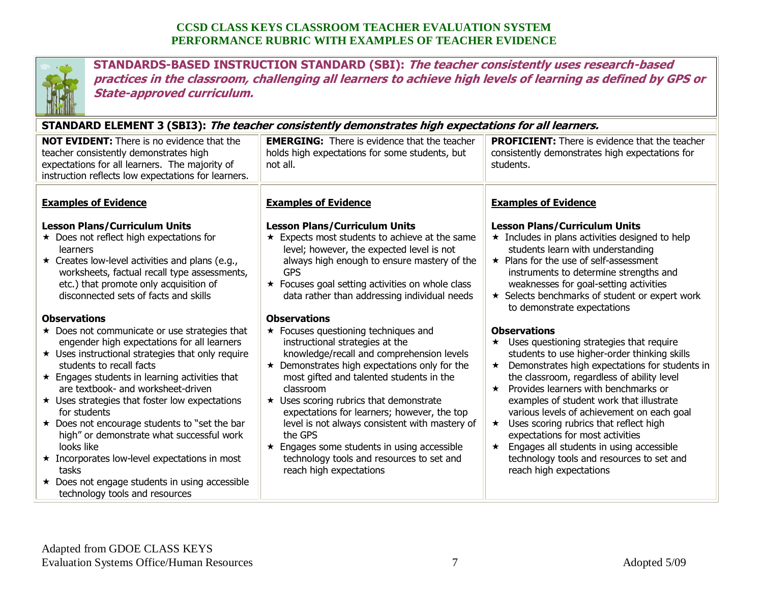**CCSD CLASS KEYS CLASSROOM TEACHER EVALUATION SYSTEM**
**PERFORMANCE RUBRIC WITH EXAMPLES OF TEACHER EVIDENCE**

## STANDARDS-BASED INSTRUCTION STANDARD (SBI): *The teacher consistently uses research-based practices in the classroom, challenging all learners to achieve high levels of learning as defined by GPS or State-approved curriculum.*

### STANDARD ELEMENT 3 (SBI3): *The teacher consistently demonstrates high expectations for all learners.*

| **NOT EVIDENT:** There is no evidence that the teacher consistently demonstrates high expectations for all learners. The majority of instruction reflects low expectations for learners. | **EMERGING:** There is evidence that the teacher holds high expectations for some students, but not all. | **PROFICIENT:** There is evidence that the teacher consistently demonstrates high expectations for students. |
|---|---|---|
| **Examples of Evidence**<br><br>**Lesson Plans/Curriculum Units**<br>★ Does not reflect high expectations for learners<br>★ Creates low-level activities and plans (e.g., worksheets, factual recall type assessments, etc.) that promote only acquisition of disconnected sets of facts and skills<br><br>**Observations**<br>★ Does not communicate or use strategies that engender high expectations for all learners<br>★ Uses instructional strategies that only require students to recall facts<br>★ Engages students in learning activities that are textbook- and worksheet-driven<br>★ Uses strategies that foster low expectations for students<br>★ Does not encourage students to "set the bar high" or demonstrate what successful work looks like<br>★ Incorporates low-level expectations in most tasks<br>★ Does not engage students in using accessible technology tools and resources | **Examples of Evidence**<br><br>**Lesson Plans/Curriculum Units**<br>★ Expects most students to achieve at the same level; however, the expected level is not always high enough to ensure mastery of the GPS<br>★ Focuses goal setting activities on whole class data rather than addressing individual needs<br><br>**Observations**<br>★ Focuses questioning techniques and instructional strategies at the knowledge/recall and comprehension levels<br>★ Demonstrates high expectations only for the most gifted and talented students in the classroom<br>★ Uses scoring rubrics that demonstrate expectations for learners; however, the top level is not always consistent with mastery of the GPS<br>★ Engages some students in using accessible technology tools and resources to set and reach high expectations | **Examples of Evidence**<br><br>**Lesson Plans/Curriculum Units**<br>★ Includes in plans activities designed to help students learn with understanding<br>★ Plans for the use of self-assessment instruments to determine strengths and weaknesses for goal-setting activities<br>★ Selects benchmarks of student or expert work to demonstrate expectations<br><br>**Observations**<br>★ Uses questioning strategies that require students to use higher-order thinking skills<br>★ Demonstrates high expectations for students in the classroom, regardless of ability level<br>★ Provides learners with benchmarks or examples of student work that illustrate various levels of achievement on each goal<br>★ Uses scoring rubrics that reflect high expectations for most activities<br>★ Engages all students in using accessible technology tools and resources to set and reach high expectations |

Adapted from GDOE CLASS KEYS
Evaluation Systems Office/Human Resources — Adopted 5/09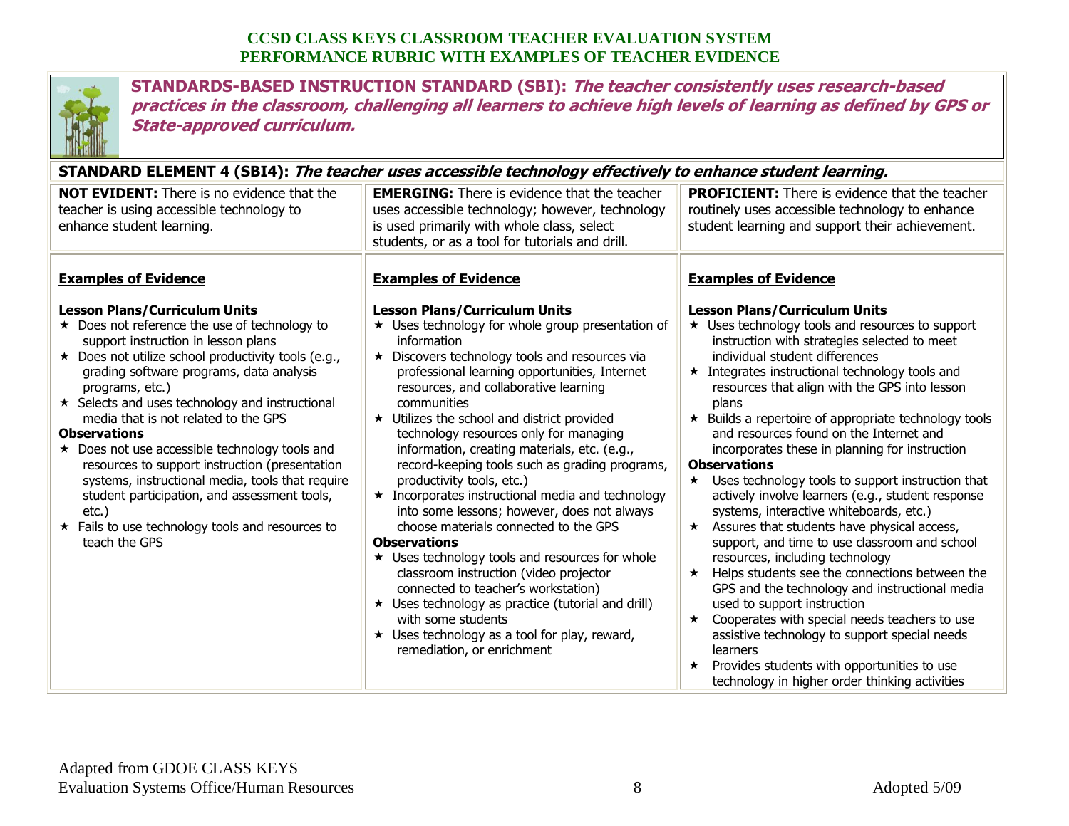**STANDARDS-BASED INSTRUCTION STANDARD (SBI):** ***The teacher consistently uses research-based practices in the classroom, challenging all learners to achieve high levels of learning as defined by GPS or State-approved curriculum.***

**STANDARD ELEMENT 4 (SBI4):** ***The teacher uses accessible technology effectively to enhance student learning.***

| **NOT EVIDENT:** There is no evidence that the teacher is using accessible technology to enhance student learning. | **EMERGING:** There is evidence that the teacher uses accessible technology; however, technology is used primarily with whole class, select students, or as a tool for tutorials and drill. | **PROFICIENT:** There is evidence that the teacher routinely uses accessible technology to enhance student learning and support their achievement. |
|---|---|---|
| **Examples of Evidence**<br><br>**Lesson Plans/Curriculum Units**<br>★ Does not reference the use of technology to support instruction in lesson plans<br>★ Does not utilize school productivity tools (e.g., grading software programs, data analysis programs, etc.)<br>★ Selects and uses technology and instructional media that is not related to the GPS<br>**Observations**<br>★ Does not use accessible technology tools and resources to support instruction (presentation systems, instructional media, tools that require student participation, and assessment tools, etc.)<br>★ Fails to use technology tools and resources to teach the GPS | **Examples of Evidence**<br><br>**Lesson Plans/Curriculum Units**<br>★ Uses technology for whole group presentation of information<br>★ Discovers technology tools and resources via professional learning opportunities, Internet resources, and collaborative learning communities<br>★ Utilizes the school and district provided technology resources only for managing information, creating materials, etc. (e.g., record-keeping tools such as grading programs, productivity tools, etc.)<br>★ Incorporates instructional media and technology into some lessons; however, does not always choose materials connected to the GPS<br>**Observations**<br>★ Uses technology tools and resources for whole classroom instruction (video projector connected to teacher's workstation)<br>★ Uses technology as practice (tutorial and drill) with some students<br>★ Uses technology as a tool for play, reward, remediation, or enrichment | **Examples of Evidence**<br><br>**Lesson Plans/Curriculum Units**<br>★ Uses technology tools and resources to support instruction with strategies selected to meet individual student differences<br>★ Integrates instructional technology tools and resources that align with the GPS into lesson plans<br>★ Builds a repertoire of appropriate technology tools and resources found on the Internet and incorporates these in planning for instruction<br>**Observations**<br>★ Uses technology tools to support instruction that actively involve learners (e.g., student response systems, interactive whiteboards, etc.)<br>★ Assures that students have physical access, support, and time to use classroom and school resources, including technology<br>★ Helps students see the connections between the GPS and the technology and instructional media used to support instruction<br>★ Cooperates with special needs teachers to use assistive technology to support special needs learners<br>★ Provides students with opportunities to use technology in higher order thinking activities |

Adapted from GDOE CLASS KEYS
Evaluation Systems Office/Human Resources
Adopted 5/09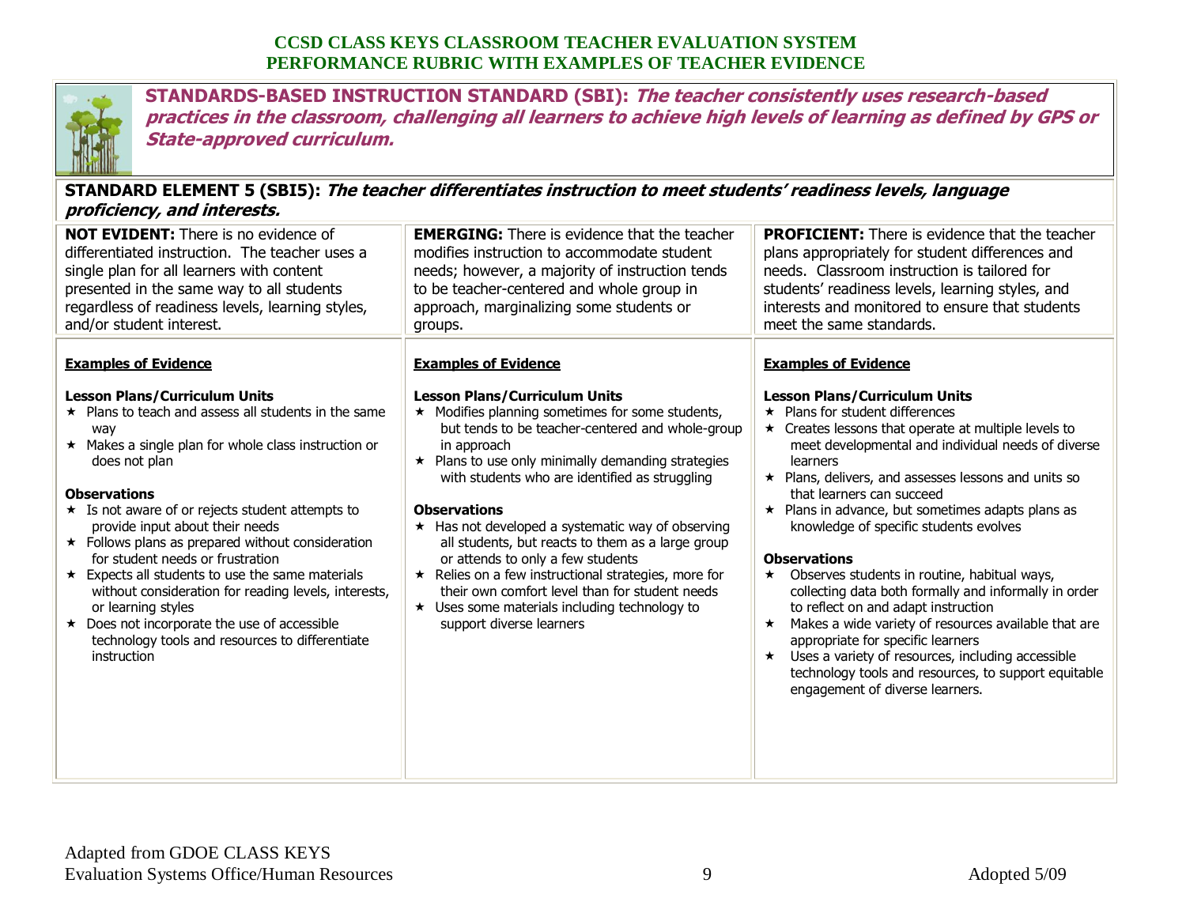**CCSD CLASS KEYS CLASSROOM TEACHER EVALUATION SYSTEM**
**PERFORMANCE RUBRIC WITH EXAMPLES OF TEACHER EVIDENCE**

## STANDARDS-BASED INSTRUCTION STANDARD (SBI): *The teacher consistently uses research-based practices in the classroom, challenging all learners to achieve high levels of learning as defined by GPS or State-approved curriculum.*

### STANDARD ELEMENT 5 (SBI5): *The teacher differentiates instruction to meet students' readiness levels, language proficiency, and interests.*

| **NOT EVIDENT:** There is no evidence of differentiated instruction. The teacher uses a single plan for all learners with content presented in the same way to all students regardless of readiness levels, learning styles, and/or student interest. | **EMERGING:** There is evidence that the teacher modifies instruction to accommodate student needs; however, a majority of instruction tends to be teacher-centered and whole group in approach, marginalizing some students or groups. | **PROFICIENT:** There is evidence that the teacher plans appropriately for student differences and needs. Classroom instruction is tailored for students' readiness levels, learning styles, and interests and monitored to ensure that students meet the same standards. |
|---|---|---|
| **Examples of Evidence**<br><br>**Lesson Plans/Curriculum Units**<br>★ Plans to teach and assess all students in the same way<br>★ Makes a single plan for whole class instruction or does not plan<br><br>**Observations**<br>★ Is not aware of or rejects student attempts to provide input about their needs<br>★ Follows plans as prepared without consideration for student needs or frustration<br>★ Expects all students to use the same materials without consideration for reading levels, interests, or learning styles<br>★ Does not incorporate the use of accessible technology tools and resources to differentiate instruction | **Examples of Evidence**<br><br>**Lesson Plans/Curriculum Units**<br>★ Modifies planning sometimes for some students, but tends to be teacher-centered and whole-group in approach<br>★ Plans to use only minimally demanding strategies with students who are identified as struggling<br><br>**Observations**<br>★ Has not developed a systematic way of observing all students, but reacts to them as a large group or attends to only a few students<br>★ Relies on a few instructional strategies, more for their own comfort level than for student needs<br>★ Uses some materials including technology to support diverse learners | **Examples of Evidence**<br><br>**Lesson Plans/Curriculum Units**<br>★ Plans for student differences<br>★ Creates lessons that operate at multiple levels to meet developmental and individual needs of diverse learners<br>★ Plans, delivers, and assesses lessons and units so that learners can succeed<br>★ Plans in advance, but sometimes adapts plans as knowledge of specific students evolves<br><br>**Observations**<br>★ Observes students in routine, habitual ways, collecting data both formally and informally in order to reflect on and adapt instruction<br>★ Makes a wide variety of resources available that are appropriate for specific learners<br>★ Uses a variety of resources, including accessible technology tools and resources, to support equitable engagement of diverse learners. |

Adapted from GDOE CLASS KEYS
Evaluation Systems Office/Human Resources

Adopted 5/09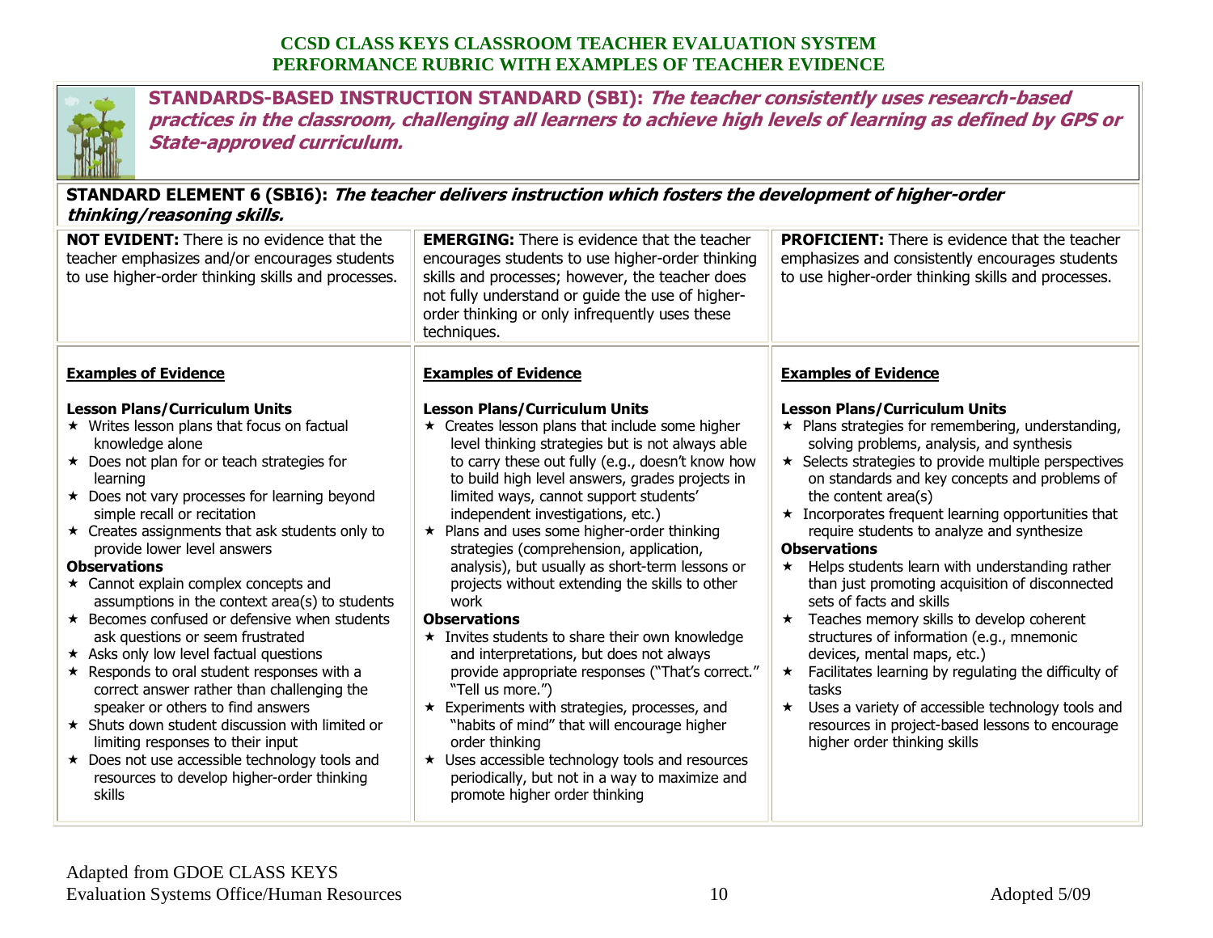**CCSD CLASS KEYS CLASSROOM TEACHER EVALUATION SYSTEM**
**PERFORMANCE RUBRIC WITH EXAMPLES OF TEACHER EVIDENCE**

## STANDARDS-BASED INSTRUCTION STANDARD (SBI): *The teacher consistently uses research-based practices in the classroom, challenging all learners to achieve high levels of learning as defined by GPS or State-approved curriculum.*

### STANDARD ELEMENT 6 (SBI6): *The teacher delivers instruction which fosters the development of higher-order thinking/reasoning skills.*

| **NOT EVIDENT:** There is no evidence that the teacher emphasizes and/or encourages students to use higher-order thinking skills and processes. | **EMERGING:** There is evidence that the teacher encourages students to use higher-order thinking skills and processes; however, the teacher does not fully understand or guide the use of higher-order thinking or only infrequently uses these techniques. | **PROFICIENT:** There is evidence that the teacher emphasizes and consistently encourages students to use higher-order thinking skills and processes. |
|---|---|---|
| **Examples of Evidence**<br><br>**Lesson Plans/Curriculum Units**<br>★ Writes lesson plans that focus on factual knowledge alone<br>★ Does not plan for or teach strategies for learning<br>★ Does not vary processes for learning beyond simple recall or recitation<br>★ Creates assignments that ask students only to provide lower level answers<br>**Observations**<br>★ Cannot explain complex concepts and assumptions in the context area(s) to students<br>★ Becomes confused or defensive when students ask questions or seem frustrated<br>★ Asks only low level factual questions<br>★ Responds to oral student responses with a correct answer rather than challenging the speaker or others to find answers<br>★ Shuts down student discussion with limited or limiting responses to their input<br>★ Does not use accessible technology tools and resources to develop higher-order thinking skills | **Examples of Evidence**<br><br>**Lesson Plans/Curriculum Units**<br>★ Creates lesson plans that include some higher level thinking strategies but is not always able to carry these out fully (e.g., doesn't know how to build high level answers, grades projects in limited ways, cannot support students' independent investigations, etc.)<br>★ Plans and uses some higher-order thinking strategies (comprehension, application, analysis), but usually as short-term lessons or projects without extending the skills to other work<br>**Observations**<br>★ Invites students to share their own knowledge and interpretations, but does not always provide appropriate responses ("That's correct." "Tell us more.")<br>★ Experiments with strategies, processes, and "habits of mind" that will encourage higher order thinking<br>★ Uses accessible technology tools and resources periodically, but not in a way to maximize and promote higher order thinking | **Examples of Evidence**<br><br>**Lesson Plans/Curriculum Units**<br>★ Plans strategies for remembering, understanding, solving problems, analysis, and synthesis<br>★ Selects strategies to provide multiple perspectives on standards and key concepts and problems of the content area(s)<br>★ Incorporates frequent learning opportunities that require students to analyze and synthesize<br>**Observations**<br>★ Helps students learn with understanding rather than just promoting acquisition of disconnected sets of facts and skills<br>★ Teaches memory skills to develop coherent structures of information (e.g., mnemonic devices, mental maps, etc.)<br>★ Facilitates learning by regulating the difficulty of tasks<br>★ Uses a variety of accessible technology tools and resources in project-based lessons to encourage higher order thinking skills |

Adapted from GDOE CLASS KEYS
Evaluation Systems Office/Human Resources
Adopted 5/09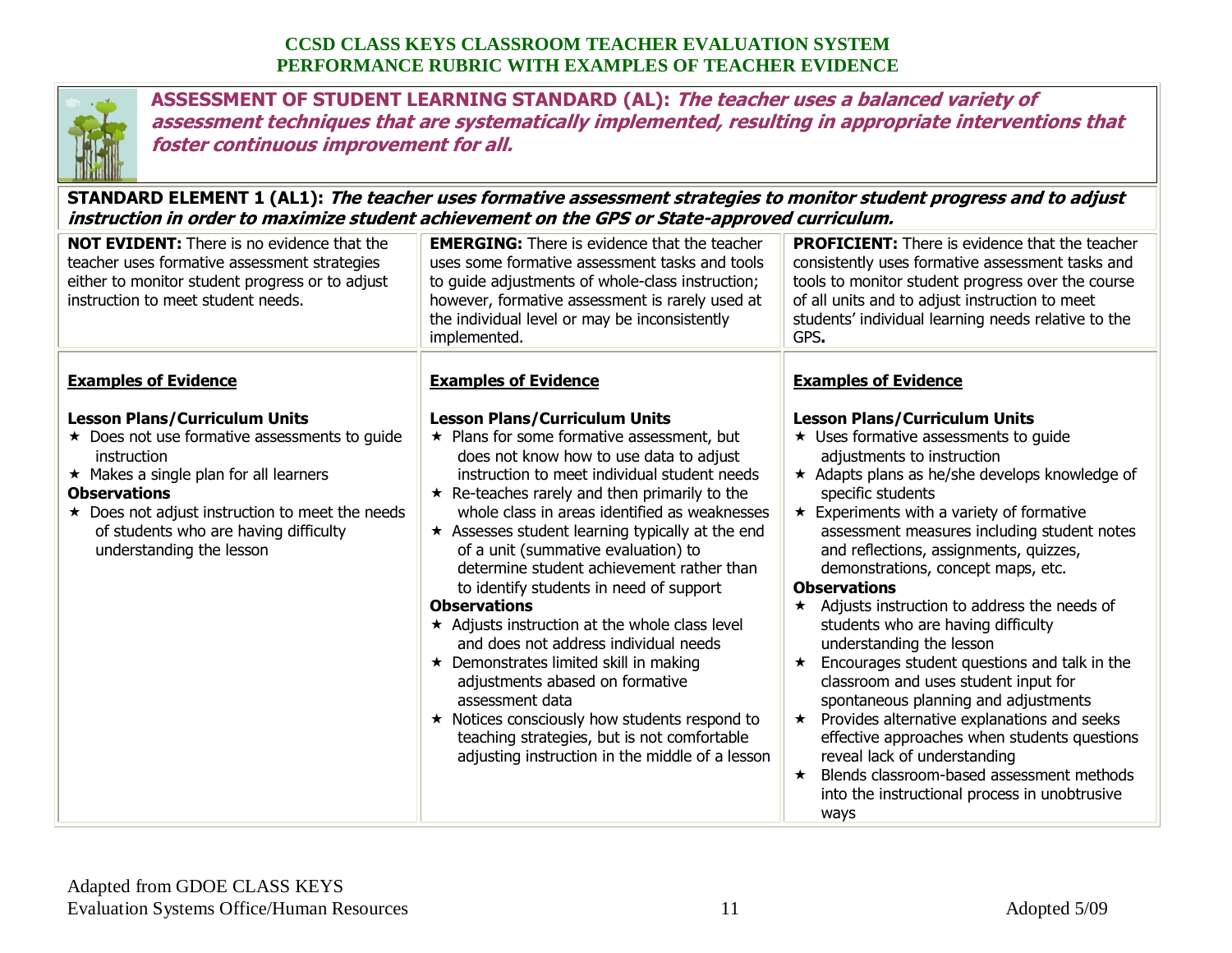**CCSD CLASS KEYS CLASSROOM TEACHER EVALUATION SYSTEM**
**PERFORMANCE RUBRIC WITH EXAMPLES OF TEACHER EVIDENCE**

## ASSESSMENT OF STUDENT LEARNING STANDARD (AL): *The teacher uses a balanced variety of assessment techniques that are systematically implemented, resulting in appropriate interventions that foster continuous improvement for all.*

### STANDARD ELEMENT 1 (AL1): *The teacher uses formative assessment strategies to monitor student progress and to adjust instruction in order to maximize student achievement on the GPS or State-approved curriculum.*

| **NOT EVIDENT:** There is no evidence that the teacher uses formative assessment strategies either to monitor student progress or to adjust instruction to meet student needs. | **EMERGING:** There is evidence that the teacher uses some formative assessment tasks and tools to guide adjustments of whole-class instruction; however, formative assessment is rarely used at the individual level or may be inconsistently implemented. | **PROFICIENT:** There is evidence that the teacher consistently uses formative assessment tasks and tools to monitor student progress over the course of all units and to adjust instruction to meet students' individual learning needs relative to the GPS**.** |
|---|---|---|
| **Examples of Evidence**<br><br>**Lesson Plans/Curriculum Units**<br>★ Does not use formative assessments to guide instruction<br>★ Makes a single plan for all learners<br>**Observations**<br>★ Does not adjust instruction to meet the needs of students who are having difficulty understanding the lesson | **Examples of Evidence**<br><br>**Lesson Plans/Curriculum Units**<br>★ Plans for some formative assessment, but does not know how to use data to adjust instruction to meet individual student needs<br>★ Re-teaches rarely and then primarily to the whole class in areas identified as weaknesses<br>★ Assesses student learning typically at the end of a unit (summative evaluation) to determine student achievement rather than to identify students in need of support<br>**Observations**<br>★ Adjusts instruction at the whole class level and does not address individual needs<br>★ Demonstrates limited skill in making adjustments abased on formative assessment data<br>★ Notices consciously how students respond to teaching strategies, but is not comfortable adjusting instruction in the middle of a lesson | **Examples of Evidence**<br><br>**Lesson Plans/Curriculum Units**<br>★ Uses formative assessments to guide adjustments to instruction<br>★ Adapts plans as he/she develops knowledge of specific students<br>★ Experiments with a variety of formative assessment measures including student notes and reflections, assignments, quizzes, demonstrations, concept maps, etc.<br>**Observations**<br>★ Adjusts instruction to address the needs of students who are having difficulty understanding the lesson<br>★ Encourages student questions and talk in the classroom and uses student input for spontaneous planning and adjustments<br>★ Provides alternative explanations and seeks effective approaches when students questions reveal lack of understanding<br>★ Blends classroom-based assessment methods into the instructional process in unobtrusive ways |

Adapted from GDOE CLASS KEYS
Evaluation Systems Office/Human Resources

Adopted 5/09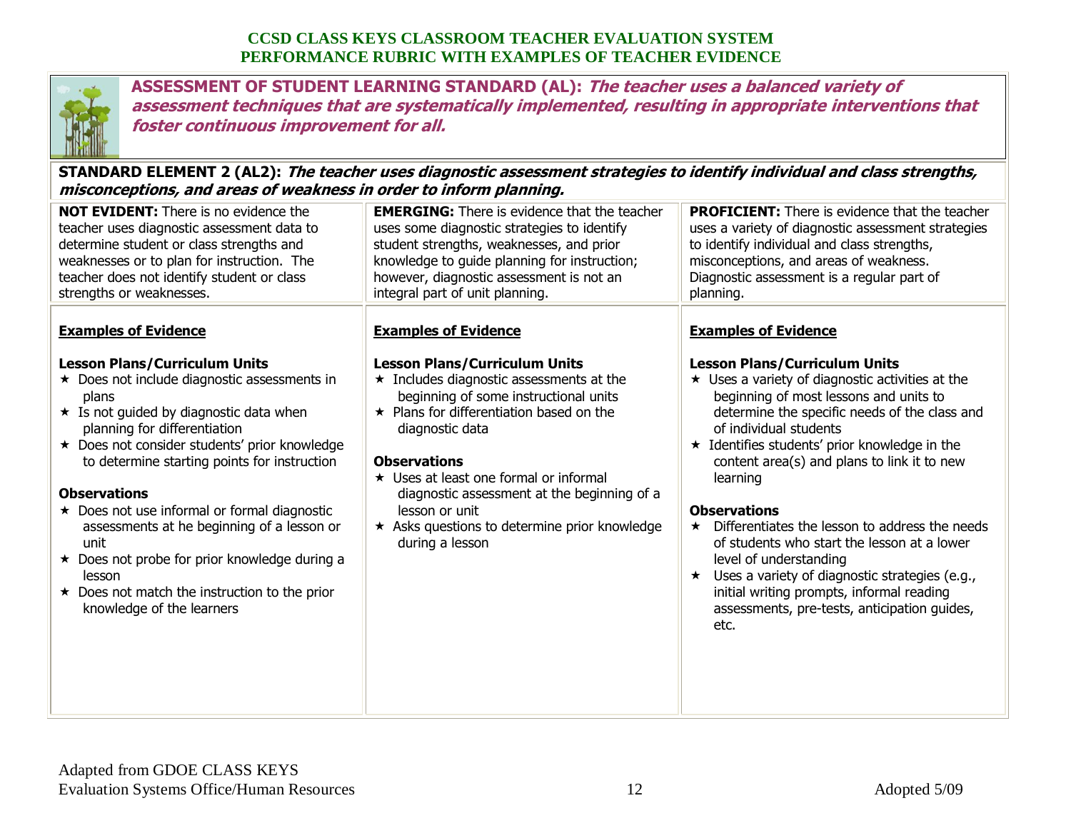**CCSD CLASS KEYS CLASSROOM TEACHER EVALUATION SYSTEM**
**PERFORMANCE RUBRIC WITH EXAMPLES OF TEACHER EVIDENCE**

## ASSESSMENT OF STUDENT LEARNING STANDARD (AL): *The teacher uses a balanced variety of assessment techniques that are systematically implemented, resulting in appropriate interventions that foster continuous improvement for all.*

### STANDARD ELEMENT 2 (AL2): *The teacher uses diagnostic assessment strategies to identify individual and class strengths, misconceptions, and areas of weakness in order to inform planning.*

| **NOT EVIDENT:** There is no evidence the teacher uses diagnostic assessment data to determine student or class strengths and weaknesses or to plan for instruction. The teacher does not identify student or class strengths or weaknesses. | **EMERGING:** There is evidence that the teacher uses some diagnostic strategies to identify student strengths, weaknesses, and prior knowledge to guide planning for instruction; however, diagnostic assessment is not an integral part of unit planning. | **PROFICIENT:** There is evidence that the teacher uses a variety of diagnostic assessment strategies to identify individual and class strengths, misconceptions, and areas of weakness. Diagnostic assessment is a regular part of planning. |
|---|---|---|
| **Examples of Evidence**<br><br>**Lesson Plans/Curriculum Units**<br>★ Does not include diagnostic assessments in plans<br>★ Is not guided by diagnostic data when planning for differentiation<br>★ Does not consider students' prior knowledge to determine starting points for instruction<br><br>**Observations**<br>★ Does not use informal or formal diagnostic assessments at he beginning of a lesson or unit<br>★ Does not probe for prior knowledge during a lesson<br>★ Does not match the instruction to the prior knowledge of the learners | **Examples of Evidence**<br><br>**Lesson Plans/Curriculum Units**<br>★ Includes diagnostic assessments at the beginning of some instructional units<br>★ Plans for differentiation based on the diagnostic data<br><br>**Observations**<br>★ Uses at least one formal or informal diagnostic assessment at the beginning of a lesson or unit<br>★ Asks questions to determine prior knowledge during a lesson | **Examples of Evidence**<br><br>**Lesson Plans/Curriculum Units**<br>★ Uses a variety of diagnostic activities at the beginning of most lessons and units to determine the specific needs of the class and of individual students<br>★ Identifies students' prior knowledge in the content area(s) and plans to link it to new learning<br><br>**Observations**<br>★ Differentiates the lesson to address the needs of students who start the lesson at a lower level of understanding<br>★ Uses a variety of diagnostic strategies (e.g., initial writing prompts, informal reading assessments, pre-tests, anticipation guides, etc. |

Adapted from GDOE CLASS KEYS
Evaluation Systems Office/Human Resources
Adopted 5/09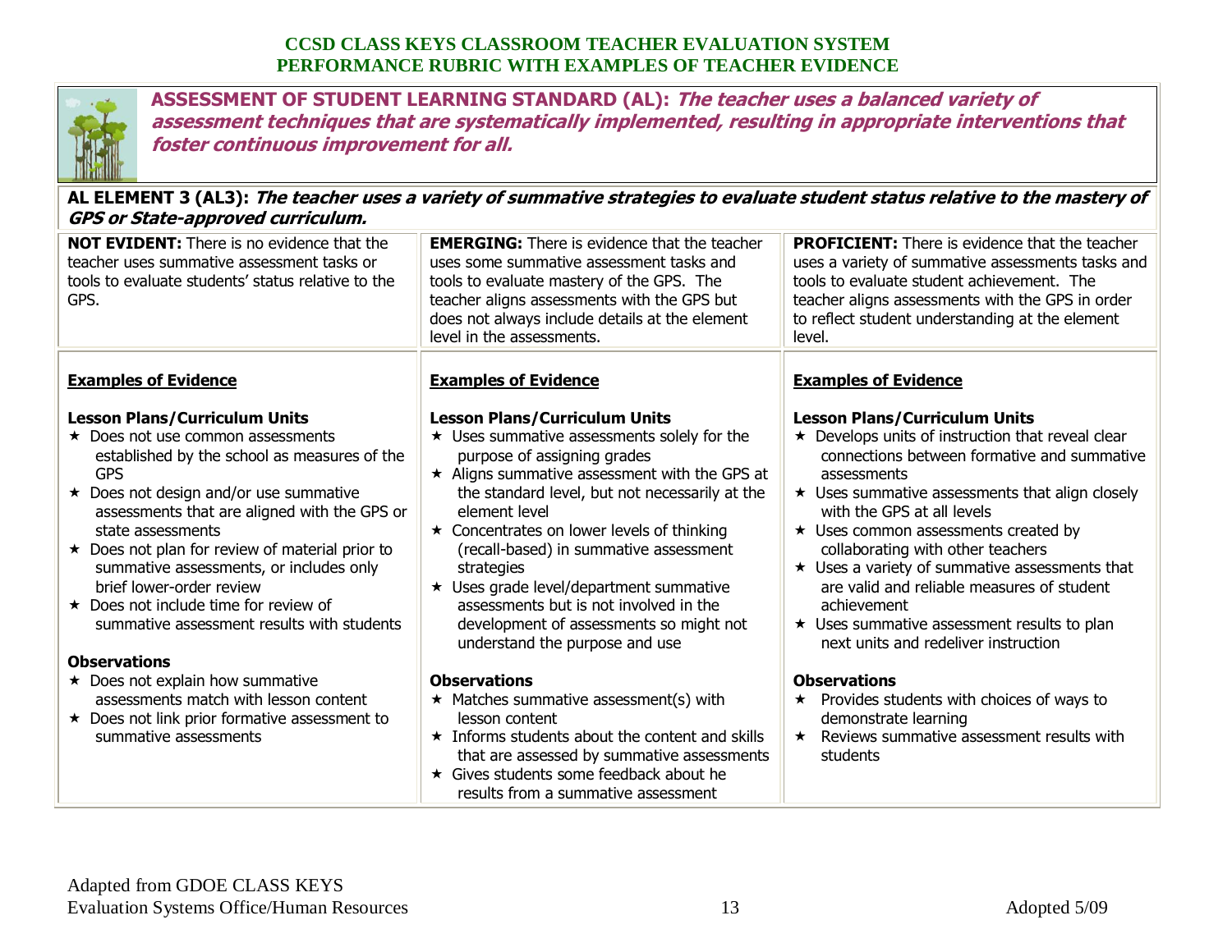**CCSD CLASS KEYS CLASSROOM TEACHER EVALUATION SYSTEM**
**PERFORMANCE RUBRIC WITH EXAMPLES OF TEACHER EVIDENCE**

## ASSESSMENT OF STUDENT LEARNING STANDARD (AL): *The teacher uses a balanced variety of assessment techniques that are systematically implemented, resulting in appropriate interventions that foster continuous improvement for all.*

### AL ELEMENT 3 (AL3): *The teacher uses a variety of summative strategies to evaluate student status relative to the mastery of GPS or State-approved curriculum.*

| **NOT EVIDENT:** There is no evidence that the teacher uses summative assessment tasks or tools to evaluate students' status relative to the GPS. | **EMERGING:** There is evidence that the teacher uses some summative assessment tasks and tools to evaluate mastery of the GPS. The teacher aligns assessments with the GPS but does not always include details at the element level in the assessments. | **PROFICIENT:** There is evidence that the teacher uses a variety of summative assessments tasks and tools to evaluate student achievement. The teacher aligns assessments with the GPS in order to reflect student understanding at the element level. |
|---|---|---|
| **Examples of Evidence**<br><br>**Lesson Plans/Curriculum Units**<br>★ Does not use common assessments established by the school as measures of the GPS<br>★ Does not design and/or use summative assessments that are aligned with the GPS or state assessments<br>★ Does not plan for review of material prior to summative assessments, or includes only brief lower-order review<br>★ Does not include time for review of summative assessment results with students<br><br>**Observations**<br>★ Does not explain how summative assessments match with lesson content<br>★ Does not link prior formative assessment to summative assessments | **Examples of Evidence**<br><br>**Lesson Plans/Curriculum Units**<br>★ Uses summative assessments solely for the purpose of assigning grades<br>★ Aligns summative assessment with the GPS at the standard level, but not necessarily at the element level<br>★ Concentrates on lower levels of thinking (recall-based) in summative assessment strategies<br>★ Uses grade level/department summative assessments but is not involved in the development of assessments so might not understand the purpose and use<br><br>**Observations**<br>★ Matches summative assessment(s) with lesson content<br>★ Informs students about the content and skills that are assessed by summative assessments<br>★ Gives students some feedback about he results from a summative assessment | **Examples of Evidence**<br><br>**Lesson Plans/Curriculum Units**<br>★ Develops units of instruction that reveal clear connections between formative and summative assessments<br>★ Uses summative assessments that align closely with the GPS at all levels<br>★ Uses common assessments created by collaborating with other teachers<br>★ Uses a variety of summative assessments that are valid and reliable measures of student achievement<br>★ Uses summative assessment results to plan next units and redeliver instruction<br><br>**Observations**<br>★ Provides students with choices of ways to demonstrate learning<br>★ Reviews summative assessment results with students |

Adapted from GDOE CLASS KEYS
Evaluation Systems Office/Human Resources

Adopted 5/09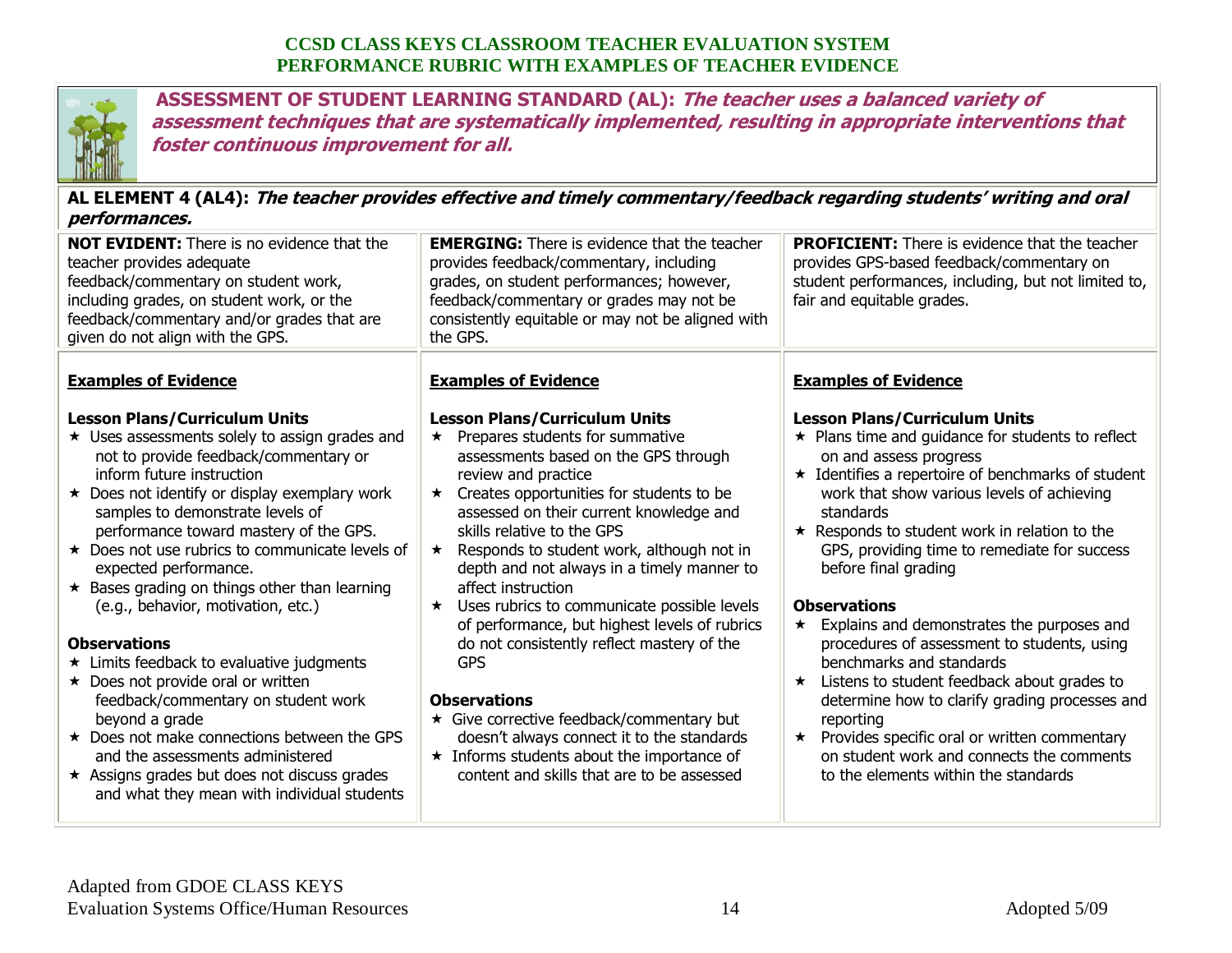**CCSD CLASS KEYS CLASSROOM TEACHER EVALUATION SYSTEM**
**PERFORMANCE RUBRIC WITH EXAMPLES OF TEACHER EVIDENCE**

## ASSESSMENT OF STUDENT LEARNING STANDARD (AL): *The teacher uses a balanced variety of assessment techniques that are systematically implemented, resulting in appropriate interventions that foster continuous improvement for all.*

### AL ELEMENT 4 (AL4): *The teacher provides effective and timely commentary/feedback regarding students' writing and oral performances.*

| NOT EVIDENT | EMERGING | PROFICIENT |
|---|---|---|
| **NOT EVIDENT:** There is no evidence that the teacher provides adequate feedback/commentary on student work, including grades, on student work, or the feedback/commentary and/or grades that are given do not align with the GPS. | **EMERGING:** There is evidence that the teacher provides feedback/commentary, including grades, on student performances; however, feedback/commentary or grades may not be consistently equitable or may not be aligned with the GPS. | **PROFICIENT:** There is evidence that the teacher provides GPS-based feedback/commentary on student performances, including, but not limited to, fair and equitable grades. |
| **Examples of Evidence**<br><br>**Lesson Plans/Curriculum Units**<br>★ Uses assessments solely to assign grades and not to provide feedback/commentary or inform future instruction<br>★ Does not identify or display exemplary work samples to demonstrate levels of performance toward mastery of the GPS.<br>★ Does not use rubrics to communicate levels of expected performance.<br>★ Bases grading on things other than learning (e.g., behavior, motivation, etc.)<br><br>**Observations**<br>★ Limits feedback to evaluative judgments<br>★ Does not provide oral or written feedback/commentary on student work beyond a grade<br>★ Does not make connections between the GPS and the assessments administered<br>★ Assigns grades but does not discuss grades and what they mean with individual students | **Examples of Evidence**<br><br>**Lesson Plans/Curriculum Units**<br>★ Prepares students for summative assessments based on the GPS through review and practice<br>★ Creates opportunities for students to be assessed on their current knowledge and skills relative to the GPS<br>★ Responds to student work, although not in depth and not always in a timely manner to affect instruction<br>★ Uses rubrics to communicate possible levels of performance, but highest levels of rubrics do not consistently reflect mastery of the GPS<br><br>**Observations**<br>★ Give corrective feedback/commentary but doesn't always connect it to the standards<br>★ Informs students about the importance of content and skills that are to be assessed | **Examples of Evidence**<br><br>**Lesson Plans/Curriculum Units**<br>★ Plans time and guidance for students to reflect on and assess progress<br>★ Identifies a repertoire of benchmarks of student work that show various levels of achieving standards<br>★ Responds to student work in relation to the GPS, providing time to remediate for success before final grading<br><br>**Observations**<br>★ Explains and demonstrates the purposes and procedures of assessment to students, using benchmarks and standards<br>★ Listens to student feedback about grades to determine how to clarify grading processes and reporting<br>★ Provides specific oral or written commentary on student work and connects the comments to the elements within the standards |

Adapted from GDOE CLASS KEYS
Evaluation Systems Office/Human Resources
Adopted 5/09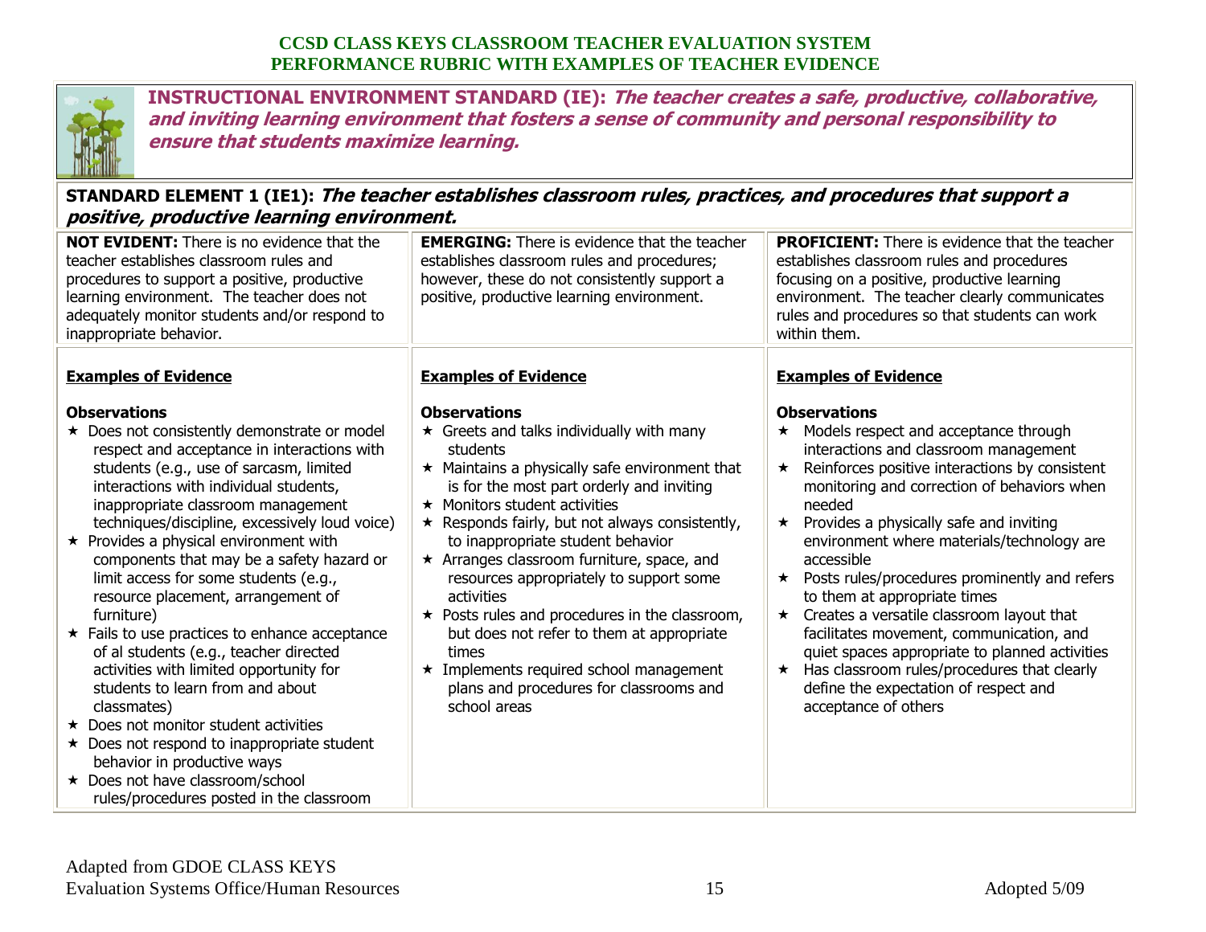**CCSD CLASS KEYS CLASSROOM TEACHER EVALUATION SYSTEM**
**PERFORMANCE RUBRIC WITH EXAMPLES OF TEACHER EVIDENCE**

## INSTRUCTIONAL ENVIRONMENT STANDARD (IE): *The teacher creates a safe, productive, collaborative, and inviting learning environment that fosters a sense of community and personal responsibility to ensure that students maximize learning.*

### STANDARD ELEMENT 1 (IE1): *The teacher establishes classroom rules, practices, and procedures that support a positive, productive learning environment.*

| **NOT EVIDENT:** There is no evidence that the teacher establishes classroom rules and procedures to support a positive, productive learning environment. The teacher does not adequately monitor students and/or respond to inappropriate behavior. | **EMERGING:** There is evidence that the teacher establishes classroom rules and procedures; however, these do not consistently support a positive, productive learning environment. | **PROFICIENT:** There is evidence that the teacher establishes classroom rules and procedures focusing on a positive, productive learning environment. The teacher clearly communicates rules and procedures so that students can work within them. |
|---|---|---|
| **Examples of Evidence**<br><br>**Observations**<br>★ Does not consistently demonstrate or model respect and acceptance in interactions with students (e.g., use of sarcasm, limited interactions with individual students, inappropriate classroom management techniques/discipline, excessively loud voice)<br>★ Provides a physical environment with components that may be a safety hazard or limit access for some students (e.g., resource placement, arrangement of furniture)<br>★ Fails to use practices to enhance acceptance of al students (e.g., teacher directed activities with limited opportunity for students to learn from and about classmates)<br>★ Does not monitor student activities<br>★ Does not respond to inappropriate student behavior in productive ways<br>★ Does not have classroom/school rules/procedures posted in the classroom | **Examples of Evidence**<br><br>**Observations**<br>★ Greets and talks individually with many students<br>★ Maintains a physically safe environment that is for the most part orderly and inviting<br>★ Monitors student activities<br>★ Responds fairly, but not always consistently, to inappropriate student behavior<br>★ Arranges classroom furniture, space, and resources appropriately to support some activities<br>★ Posts rules and procedures in the classroom, but does not refer to them at appropriate times<br>★ Implements required school management plans and procedures for classrooms and school areas | **Examples of Evidence**<br><br>**Observations**<br>★ Models respect and acceptance through interactions and classroom management<br>★ Reinforces positive interactions by consistent monitoring and correction of behaviors when needed<br>★ Provides a physically safe and inviting environment where materials/technology are accessible<br>★ Posts rules/procedures prominently and refers to them at appropriate times<br>★ Creates a versatile classroom layout that facilitates movement, communication, and quiet spaces appropriate to planned activities<br>★ Has classroom rules/procedures that clearly define the expectation of respect and acceptance of others |

Adapted from GDOE CLASS KEYS
Evaluation Systems Office/Human Resources
Adopted 5/09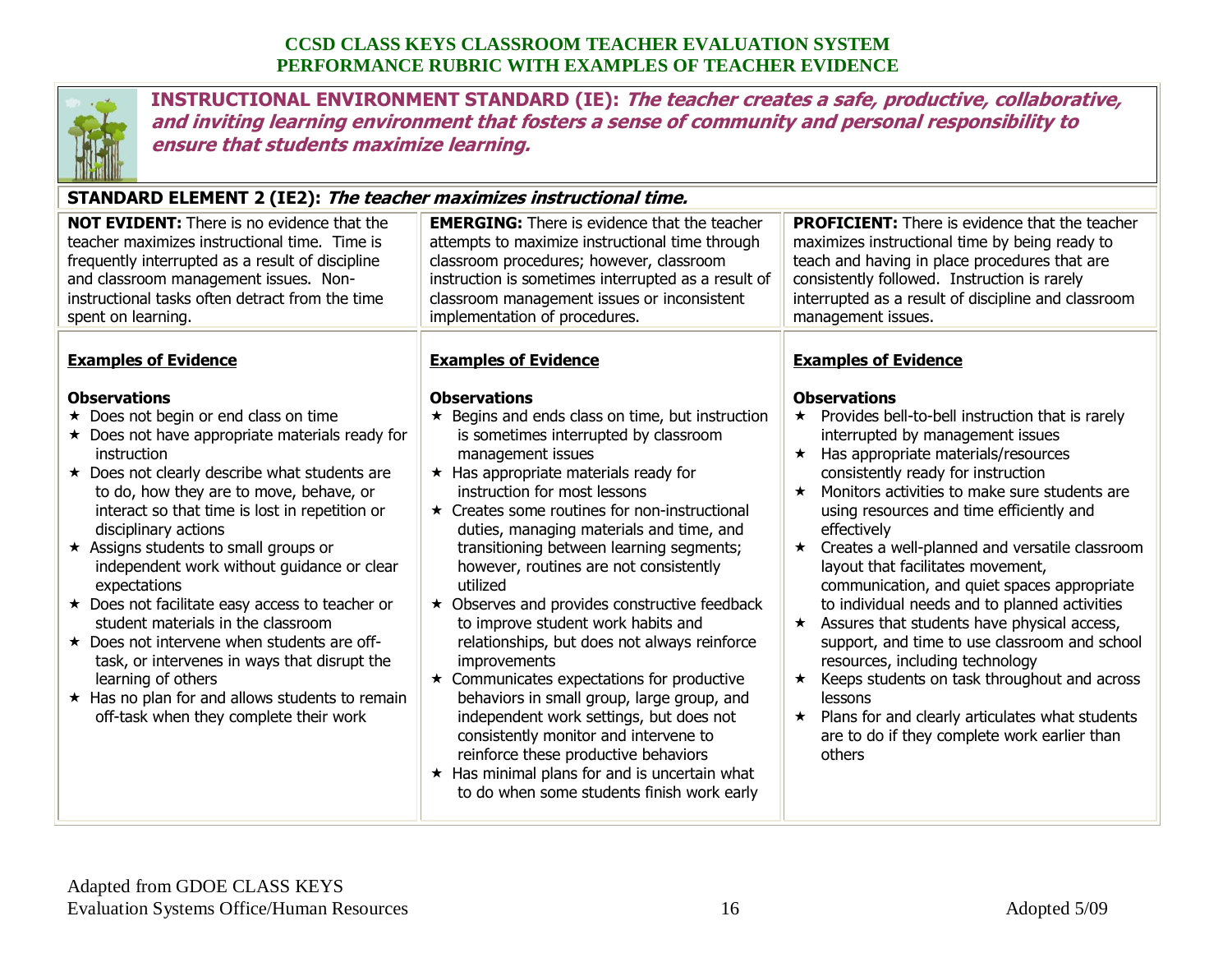## CCSD CLASS KEYS CLASSROOM TEACHER EVALUATION SYSTEM
## PERFORMANCE RUBRIC WITH EXAMPLES OF TEACHER EVIDENCE

**INSTRUCTIONAL ENVIRONMENT STANDARD (IE):** ***The teacher creates a safe, productive, collaborative, and inviting learning environment that fosters a sense of community and personal responsibility to ensure that students maximize learning.***

**STANDARD ELEMENT 2 (IE2):** ***The teacher maximizes instructional time.***

| **NOT EVIDENT:** There is no evidence that the teacher maximizes instructional time. Time is frequently interrupted as a result of discipline and classroom management issues. Non-instructional tasks often detract from the time spent on learning. | **EMERGING:** There is evidence that the teacher attempts to maximize instructional time through classroom procedures; however, classroom instruction is sometimes interrupted as a result of classroom management issues or inconsistent implementation of procedures. | **PROFICIENT:** There is evidence that the teacher maximizes instructional time by being ready to teach and having in place procedures that are consistently followed. Instruction is rarely interrupted as a result of discipline and classroom management issues. |
|---|---|---|
| **Examples of Evidence**<br><br>**Observations**<br>★ Does not begin or end class on time<br>★ Does not have appropriate materials ready for instruction<br>★ Does not clearly describe what students are to do, how they are to move, behave, or interact so that time is lost in repetition or disciplinary actions<br>★ Assigns students to small groups or independent work without guidance or clear expectations<br>★ Does not facilitate easy access to teacher or student materials in the classroom<br>★ Does not intervene when students are off-task, or intervenes in ways that disrupt the learning of others<br>★ Has no plan for and allows students to remain off-task when they complete their work | **Examples of Evidence**<br><br>**Observations**<br>★ Begins and ends class on time, but instruction is sometimes interrupted by classroom management issues<br>★ Has appropriate materials ready for instruction for most lessons<br>★ Creates some routines for non-instructional duties, managing materials and time, and transitioning between learning segments; however, routines are not consistently utilized<br>★ Observes and provides constructive feedback to improve student work habits and relationships, but does not always reinforce improvements<br>★ Communicates expectations for productive behaviors in small group, large group, and independent work settings, but does not consistently monitor and intervene to reinforce these productive behaviors<br>★ Has minimal plans for and is uncertain what to do when some students finish work early | **Examples of Evidence**<br><br>**Observations**<br>★ Provides bell-to-bell instruction that is rarely interrupted by management issues<br>★ Has appropriate materials/resources consistently ready for instruction<br>★ Monitors activities to make sure students are using resources and time efficiently and effectively<br>★ Creates a well-planned and versatile classroom layout that facilitates movement, communication, and quiet spaces appropriate to individual needs and to planned activities<br>★ Assures that students have physical access, support, and time to use classroom and school resources, including technology<br>★ Keeps students on task throughout and across lessons<br>★ Plans for and clearly articulates what students are to do if they complete work earlier than others |

Adapted from GDOE CLASS KEYS
Evaluation Systems Office/Human Resources

Adopted 5/09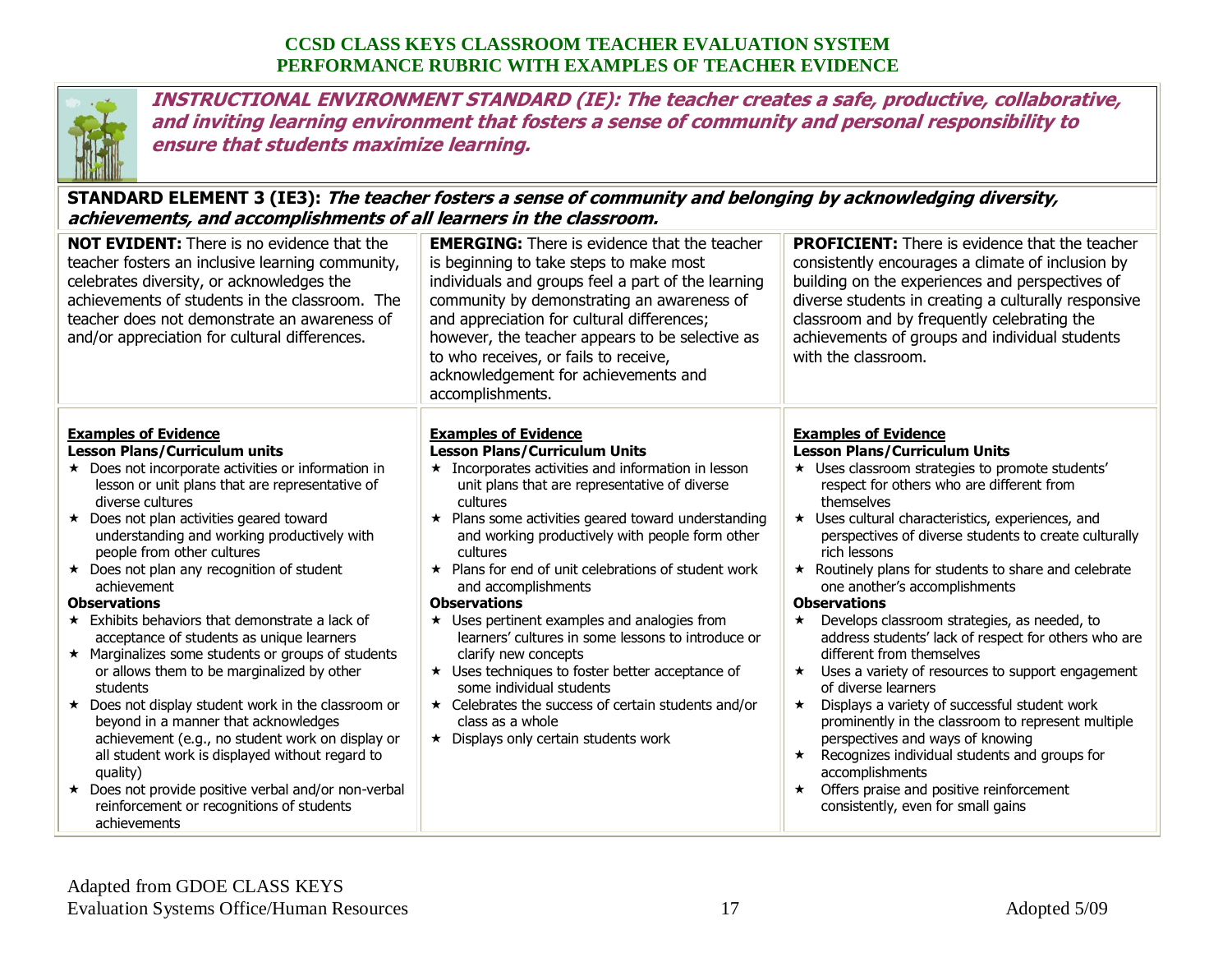# CCSD CLASS KEYS CLASSROOM TEACHER EVALUATION SYSTEM
# PERFORMANCE RUBRIC WITH EXAMPLES OF TEACHER EVIDENCE

***INSTRUCTIONAL ENVIRONMENT STANDARD (IE): The teacher creates a safe, productive, collaborative, and inviting learning environment that fosters a sense of community and personal responsibility to ensure that students maximize learning.***

**STANDARD ELEMENT 3 (IE3):** ***The teacher fosters a sense of community and belonging by acknowledging diversity, achievements, and accomplishments of all learners in the classroom.***

| **NOT EVIDENT:** There is no evidence that the teacher fosters an inclusive learning community, celebrates diversity, or acknowledges the achievements of students in the classroom. The teacher does not demonstrate an awareness of and/or appreciation for cultural differences. | **EMERGING:** There is evidence that the teacher is beginning to take steps to make most individuals and groups feel a part of the learning community by demonstrating an awareness of and appreciation for cultural differences; however, the teacher appears to be selective as to who receives, or fails to receive, acknowledgement for achievements and accomplishments. | **PROFICIENT:** There is evidence that the teacher consistently encourages a climate of inclusion by building on the experiences and perspectives of diverse students in creating a culturally responsive classroom and by frequently celebrating the achievements of groups and individual students with the classroom. |
|---|---|---|
| **Examples of Evidence**<br>**Lesson Plans/Curriculum units**<br>★ Does not incorporate activities or information in lesson or unit plans that are representative of diverse cultures<br>★ Does not plan activities geared toward understanding and working productively with people from other cultures<br>★ Does not plan any recognition of student achievement<br>**Observations**<br>★ Exhibits behaviors that demonstrate a lack of acceptance of students as unique learners<br>★ Marginalizes some students or groups of students or allows them to be marginalized by other students<br>★ Does not display student work in the classroom or beyond in a manner that acknowledges achievement (e.g., no student work on display or all student work is displayed without regard to quality)<br>★ Does not provide positive verbal and/or non-verbal reinforcement or recognitions of students achievements | **Examples of Evidence**<br>**Lesson Plans/Curriculum Units**<br>★ Incorporates activities and information in lesson unit plans that are representative of diverse cultures<br>★ Plans some activities geared toward understanding and working productively with people form other cultures<br>★ Plans for end of unit celebrations of student work and accomplishments<br>**Observations**<br>★ Uses pertinent examples and analogies from learners' cultures in some lessons to introduce or clarify new concepts<br>★ Uses techniques to foster better acceptance of some individual students<br>★ Celebrates the success of certain students and/or class as a whole<br>★ Displays only certain students work | **Examples of Evidence**<br>**Lesson Plans/Curriculum Units**<br>★ Uses classroom strategies to promote students' respect for others who are different from themselves<br>★ Uses cultural characteristics, experiences, and perspectives of diverse students to create culturally rich lessons<br>★ Routinely plans for students to share and celebrate one another's accomplishments<br>**Observations**<br>★ Develops classroom strategies, as needed, to address students' lack of respect for others who are different from themselves<br>★ Uses a variety of resources to support engagement of diverse learners<br>★ Displays a variety of successful student work prominently in the classroom to represent multiple perspectives and ways of knowing<br>★ Recognizes individual students and groups for accomplishments<br>★ Offers praise and positive reinforcement consistently, even for small gains |

Adapted from GDOE CLASS KEYS
Evaluation Systems Office/Human Resources

Adopted 5/09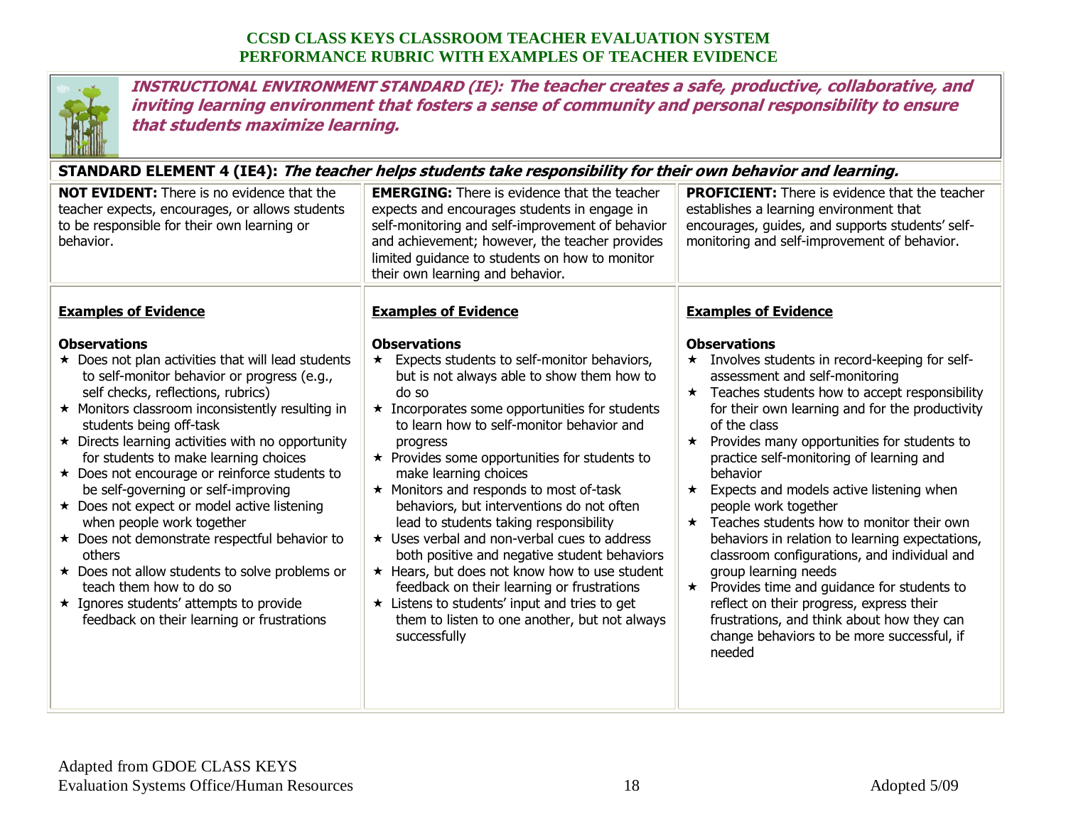**CCSD CLASS KEYS CLASSROOM TEACHER EVALUATION SYSTEM**
**PERFORMANCE RUBRIC WITH EXAMPLES OF TEACHER EVIDENCE**

***INSTRUCTIONAL ENVIRONMENT STANDARD (IE): The teacher creates a safe, productive, collaborative, and inviting learning environment that fosters a sense of community and personal responsibility to ensure that students maximize learning.***

**STANDARD ELEMENT 4 (IE4):** ***The teacher helps students take responsibility for their own behavior and learning.***

| | | |
|---|---|---|
| **NOT EVIDENT:** There is no evidence that the teacher expects, encourages, or allows students to be responsible for their own learning or behavior. | **EMERGING:** There is evidence that the teacher expects and encourages students in engage in self-monitoring and self-improvement of behavior and achievement; however, the teacher provides limited guidance to students on how to monitor their own learning and behavior. | **PROFICIENT:** There is evidence that the teacher establishes a learning environment that encourages, guides, and supports students' self-monitoring and self-improvement of behavior. |
| **Examples of Evidence**<br><br>**Observations**<br>★ Does not plan activities that will lead students to self-monitor behavior or progress (e.g., self checks, reflections, rubrics)<br>★ Monitors classroom inconsistently resulting in students being off-task<br>★ Directs learning activities with no opportunity for students to make learning choices<br>★ Does not encourage or reinforce students to be self-governing or self-improving<br>★ Does not expect or model active listening when people work together<br>★ Does not demonstrate respectful behavior to others<br>★ Does not allow students to solve problems or teach them how to do so<br>★ Ignores students' attempts to provide feedback on their learning or frustrations | **Examples of Evidence**<br><br>**Observations**<br>★ Expects students to self-monitor behaviors, but is not always able to show them how to do so<br>★ Incorporates some opportunities for students to learn how to self-monitor behavior and progress<br>★ Provides some opportunities for students to make learning choices<br>★ Monitors and responds to most of-task behaviors, but interventions do not often lead to students taking responsibility<br>★ Uses verbal and non-verbal cues to address both positive and negative student behaviors<br>★ Hears, but does not know how to use student feedback on their learning or frustrations<br>★ Listens to students' input and tries to get them to listen to one another, but not always successfully | **Examples of Evidence**<br><br>**Observations**<br>★ Involves students in record-keeping for self-assessment and self-monitoring<br>★ Teaches students how to accept responsibility for their own learning and for the productivity of the class<br>★ Provides many opportunities for students to practice self-monitoring of learning and behavior<br>★ Expects and models active listening when people work together<br>★ Teaches students how to monitor their own behaviors in relation to learning expectations, classroom configurations, and individual and group learning needs<br>★ Provides time and guidance for students to reflect on their progress, express their frustrations, and think about how they can change behaviors to be more successful, if needed |

Adapted from GDOE CLASS KEYS
Evaluation Systems Office/Human Resources
Adopted 5/09